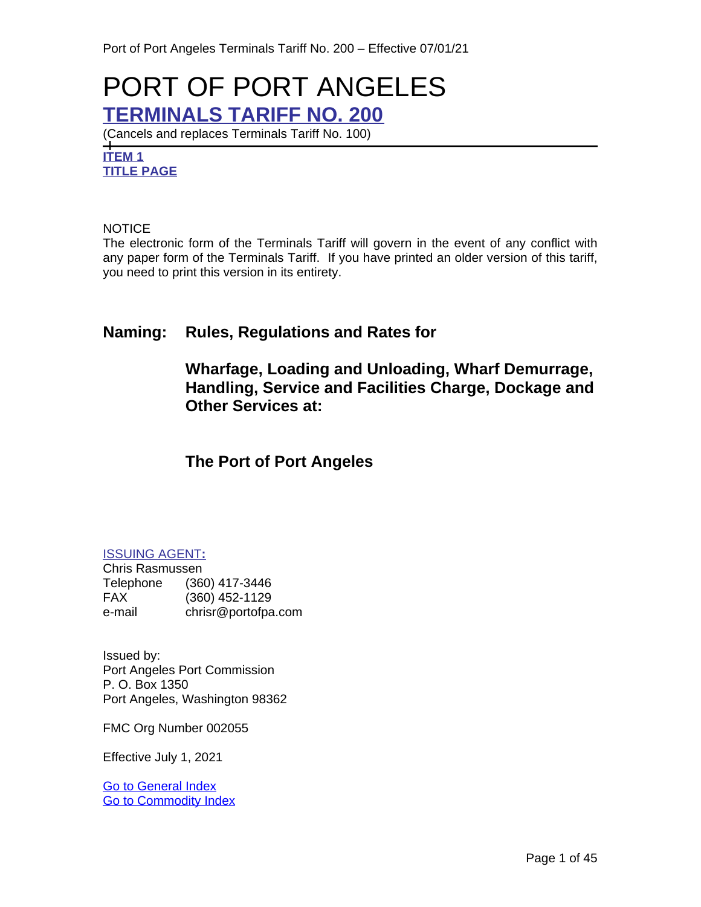# PORT OF PORT ANGELES

## TERMINALS TARIFF NO. 200

(Cancels and replaces Terminals Tariff No. 100)

**ITEM 1**
**TITLE PAGE**

NOTICE
The electronic form of the Terminals Tariff will govern in the event of any conflict with any paper form of the Terminals Tariff. If you have printed an older version of this tariff, you need to print this version in its entirety.

**Naming: Rules, Regulations and Rates for**

**Wharfage, Loading and Unloading, Wharf Demurrage, Handling, Service and Facilities Charge, Dockage and Other Services at:**

**The Port of Port Angeles**

ISSUING AGENT:
Chris Rasmussen
Telephone (360) 417-3446
FAX (360) 452-1129
e-mail chrisr@portofpa.com

Issued by:
Port Angeles Port Commission
P. O. Box 1350
Port Angeles, Washington 98362

FMC Org Number 002055

Effective July 1, 2021

Go to General Index
Go to Commodity Index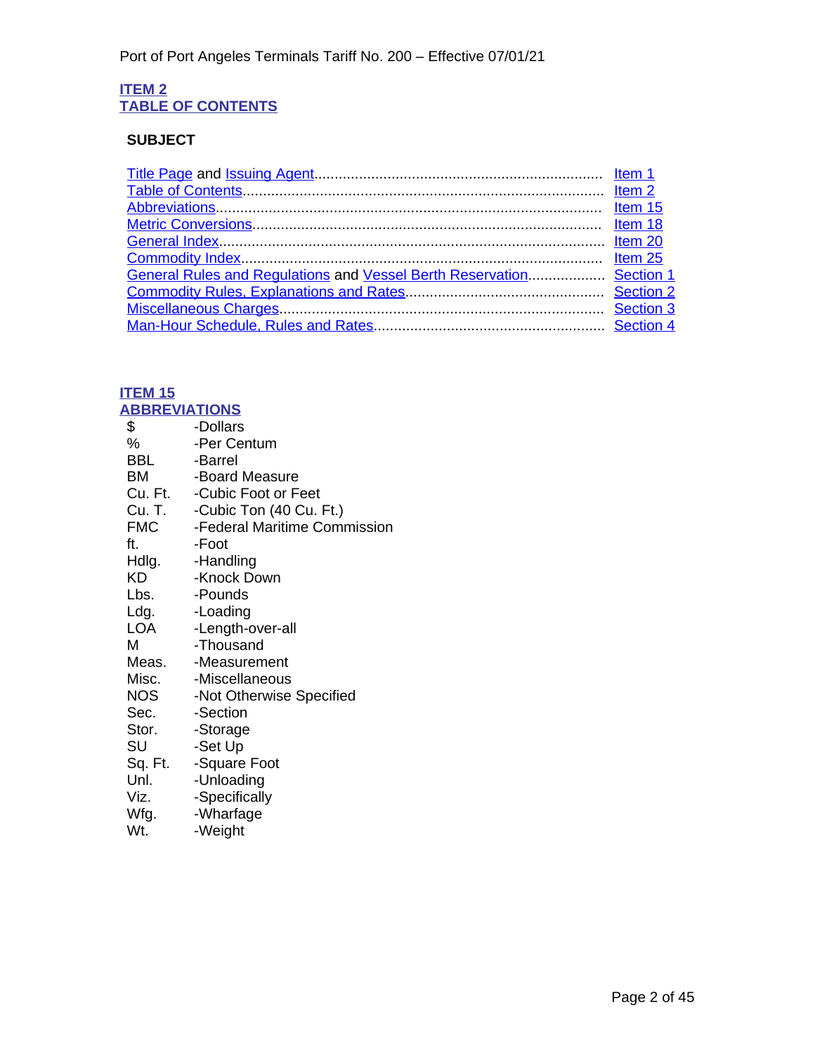## ITEM 2
## TABLE OF CONTENTS

**SUBJECT**

| | |
|---|---|
| Title Page and Issuing Agent | Item 1 |
| Table of Contents | Item 2 |
| Abbreviations | Item 15 |
| Metric Conversions | Item 18 |
| General Index | Item 20 |
| Commodity Index | Item 25 |
| General Rules and Regulations and Vessel Berth Reservation | Section 1 |
| Commodity Rules, Explanations and Rates | Section 2 |
| Miscellaneous Charges | Section 3 |
| Man-Hour Schedule, Rules and Rates | Section 4 |

## ITEM 15
## ABBREVIATIONS

| | |
|---|---|
| $ | -Dollars |
| % | -Per Centum |
| BBL | -Barrel |
| BM | -Board Measure |
| Cu. Ft. | -Cubic Foot or Feet |
| Cu. T. | -Cubic Ton (40 Cu. Ft.) |
| FMC | -Federal Maritime Commission |
| ft. | -Foot |
| Hdlg. | -Handling |
| KD | -Knock Down |
| Lbs. | -Pounds |
| Ldg. | -Loading |
| LOA | -Length-over-all |
| M | -Thousand |
| Meas. | -Measurement |
| Misc. | -Miscellaneous |
| NOS | -Not Otherwise Specified |
| Sec. | -Section |
| Stor. | -Storage |
| SU | -Set Up |
| Sq. Ft. | -Square Foot |
| Unl. | -Unloading |
| Viz. | -Specifically |
| Wfg. | -Wharfage |
| Wt. | -Weight |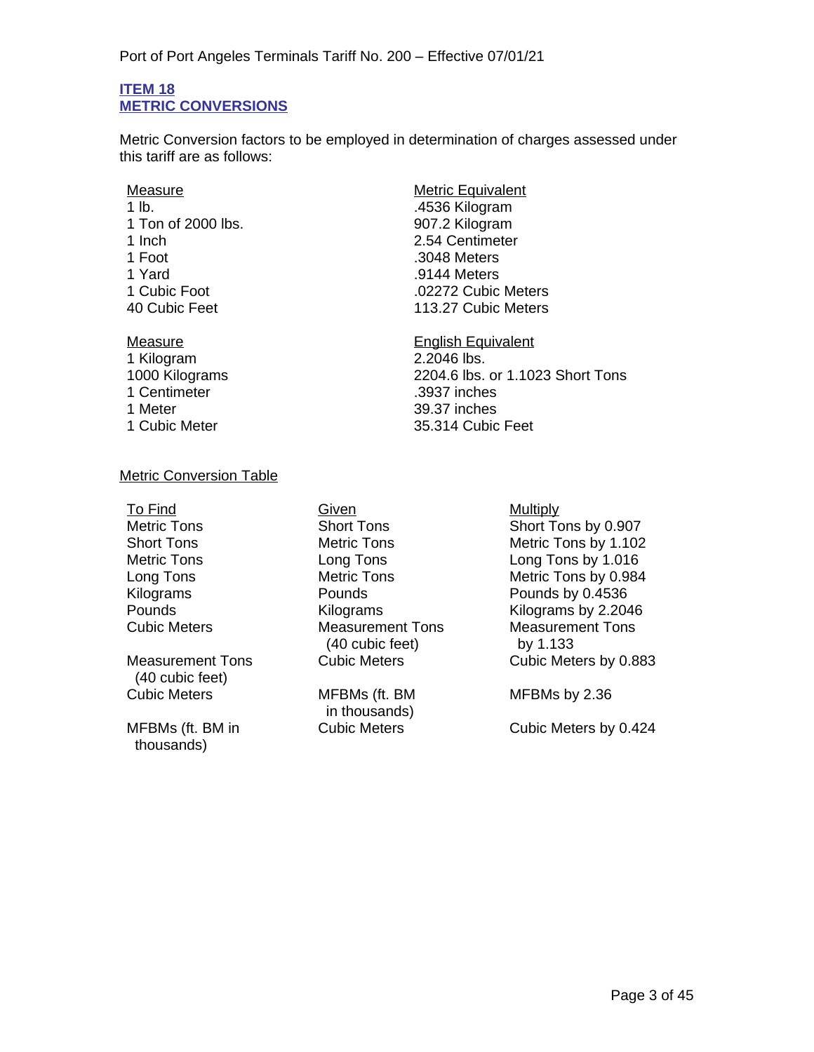## ITEM 18
## METRIC CONVERSIONS

Metric Conversion factors to be employed in determination of charges assessed under this tariff are as follows:

| Measure | Metric Equivalent |
|---|---|
| 1 lb. | .4536 Kilogram |
| 1 Ton of 2000 lbs. | 907.2 Kilogram |
| 1 Inch | 2.54 Centimeter |
| 1 Foot | .3048 Meters |
| 1 Yard | .9144 Meters |
| 1 Cubic Foot | .02272 Cubic Meters |
| 40 Cubic Feet | 113.27 Cubic Meters |

| Measure | English Equivalent |
|---|---|
| 1 Kilogram | 2.2046 lbs. |
| 1000 Kilograms | 2204.6 lbs. or 1.1023 Short Tons |
| 1 Centimeter | .3937 inches |
| 1 Meter | 39.37 inches |
| 1 Cubic Meter | 35.314 Cubic Feet |

Metric Conversion Table

| To Find | Given | Multiply |
|---|---|---|
| Metric Tons | Short Tons | Short Tons by 0.907 |
| Short Tons | Metric Tons | Metric Tons by 1.102 |
| Metric Tons | Long Tons | Long Tons by 1.016 |
| Long Tons | Metric Tons | Metric Tons by 0.984 |
| Kilograms | Pounds | Pounds by 0.4536 |
| Pounds | Kilograms | Kilograms by 2.2046 |
| Cubic Meters | Measurement Tons (40 cubic feet) | Measurement Tons by 1.133 |
| Measurement Tons (40 cubic feet) | Cubic Meters | Cubic Meters by 0.883 |
| Cubic Meters | MFBMs (ft. BM in thousands) | MFBMs by 2.36 |
| MFBMs (ft. BM in thousands) | Cubic Meters | Cubic Meters by 0.424 |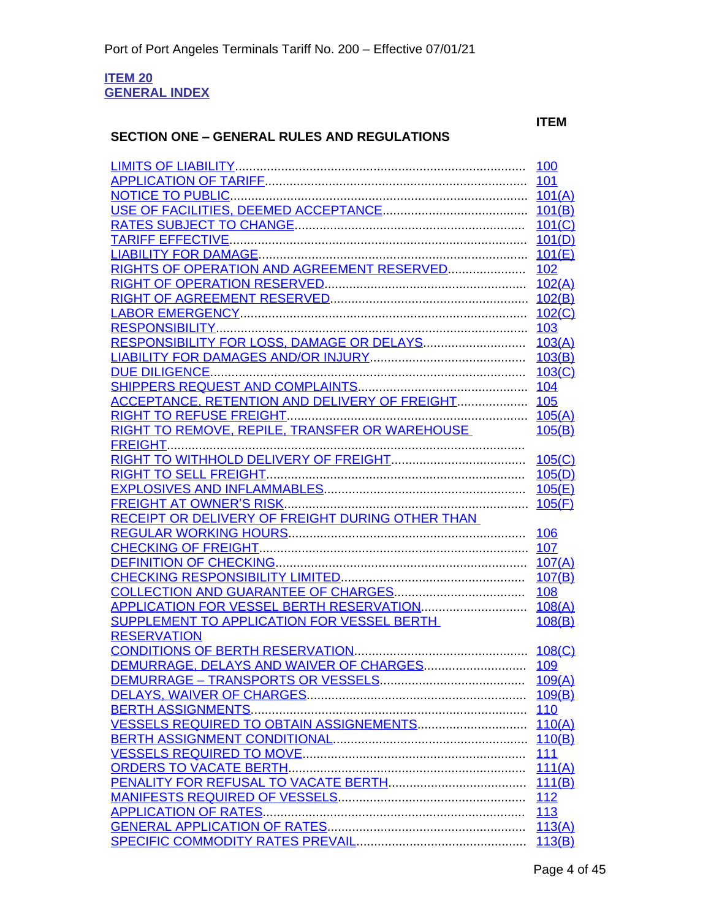## ITEM 20
## GENERAL INDEX

### SECTION ONE – GENERAL RULES AND REGULATIONS

| | ITEM |
|---|---|
| LIMITS OF LIABILITY | 100 |
| APPLICATION OF TARIFF | 101 |
| NOTICE TO PUBLIC | 101(A) |
| USE OF FACILITIES, DEEMED ACCEPTANCE | 101(B) |
| RATES SUBJECT TO CHANGE | 101(C) |
| TARIFF EFFECTIVE | 101(D) |
| LIABILITY FOR DAMAGE | 101(E) |
| RIGHTS OF OPERATION AND AGREEMENT RESERVED | 102 |
| RIGHT OF OPERATION RESERVED | 102(A) |
| RIGHT OF AGREEMENT RESERVED | 102(B) |
| LABOR EMERGENCY | 102(C) |
| RESPONSIBILITY | 103 |
| RESPONSIBILITY FOR LOSS, DAMAGE OR DELAYS | 103(A) |
| LIABILITY FOR DAMAGES AND/OR INJURY | 103(B) |
| DUE DILIGENCE | 103(C) |
| SHIPPERS REQUEST AND COMPLAINTS | 104 |
| ACCEPTANCE, RETENTION AND DELIVERY OF FREIGHT | 105 |
| RIGHT TO REFUSE FREIGHT | 105(A) |
| RIGHT TO REMOVE, REPILE, TRANSFER OR WAREHOUSE FREIGHT | 105(B) |
| RIGHT TO WITHHOLD DELIVERY OF FREIGHT | 105(C) |
| RIGHT TO SELL FREIGHT | 105(D) |
| EXPLOSIVES AND INFLAMMABLES | 105(E) |
| FREIGHT AT OWNER'S RISK | 105(F) |
| RECEIPT OR DELIVERY OF FREIGHT DURING OTHER THAN REGULAR WORKING HOURS | 106 |
| CHECKING OF FREIGHT | 107 |
| DEFINITION OF CHECKING | 107(A) |
| CHECKING RESPONSIBILITY LIMITED | 107(B) |
| COLLECTION AND GUARANTEE OF CHARGES | 108 |
| APPLICATION FOR VESSEL BERTH RESERVATION | 108(A) |
| SUPPLEMENT TO APPLICATION FOR VESSEL BERTH RESERVATION | 108(B) |
| CONDITIONS OF BERTH RESERVATION | 108(C) |
| DEMURRAGE, DELAYS AND WAIVER OF CHARGES | 109 |
| DEMURRAGE – TRANSPORTS OR VESSELS | 109(A) |
| DELAYS, WAIVER OF CHARGES | 109(B) |
| BERTH ASSIGNMENTS | 110 |
| VESSELS REQUIRED TO OBTAIN ASSIGNEMENTS | 110(A) |
| BERTH ASSIGNMENT CONDITIONAL | 110(B) |
| VESSELS REQUIRED TO MOVE | 111 |
| ORDERS TO VACATE BERTH | 111(A) |
| PENALITY FOR REFUSAL TO VACATE BERTH | 111(B) |
| MANIFESTS REQUIRED OF VESSELS | 112 |
| APPLICATION OF RATES | 113 |
| GENERAL APPLICATION OF RATES | 113(A) |
| SPECIFIC COMMODITY RATES PREVAIL | 113(B) |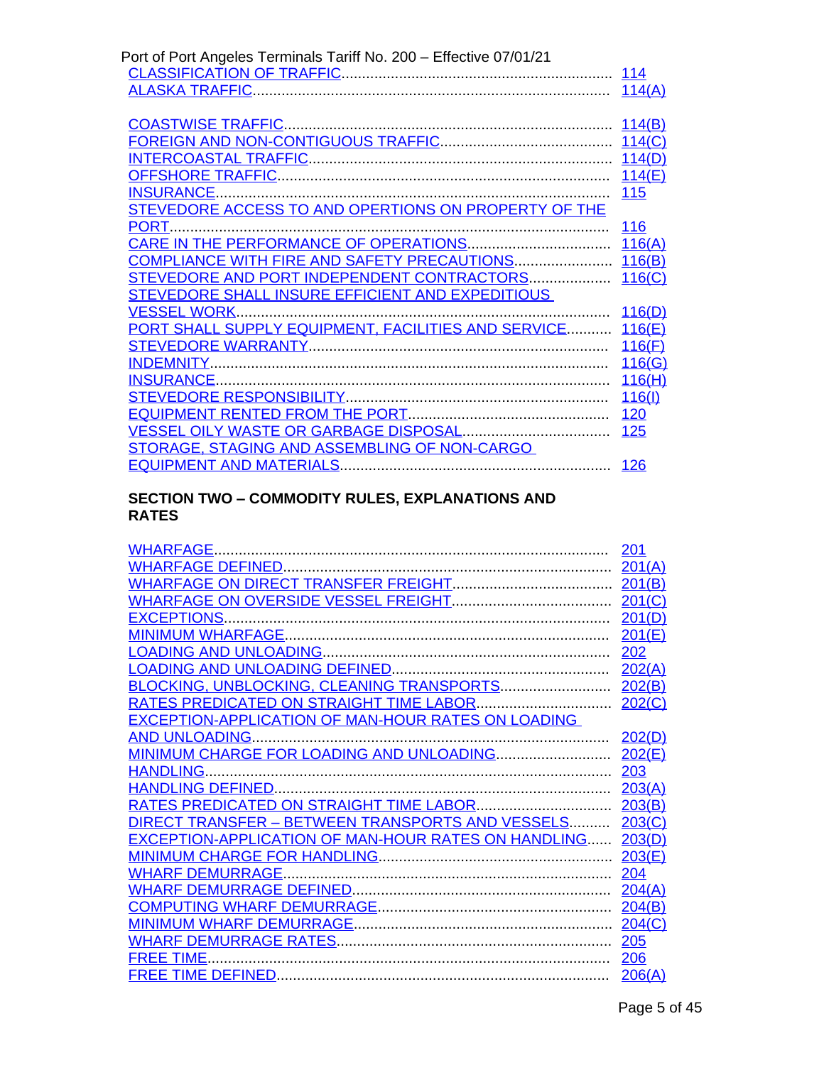| | |
|---|---|
| CLASSIFICATION OF TRAFFIC | 114 |
| ALASKA TRAFFIC | 114(A) |
| COASTWISE TRAFFIC | 114(B) |
| FOREIGN AND NON-CONTIGUOUS TRAFFIC | 114(C) |
| INTERCOASTAL TRAFFIC | 114(D) |
| OFFSHORE TRAFFIC | 114(E) |
| INSURANCE | 115 |
| STEVEDORE ACCESS TO AND OPERTIONS ON PROPERTY OF THE PORT | 116 |
| CARE IN THE PERFORMANCE OF OPERATIONS | 116(A) |
| COMPLIANCE WITH FIRE AND SAFETY PRECAUTIONS | 116(B) |
| STEVEDORE AND PORT INDEPENDENT CONTRACTORS | 116(C) |
| STEVEDORE SHALL INSURE EFFICIENT AND EXPEDITIOUS VESSEL WORK | 116(D) |
| PORT SHALL SUPPLY EQUIPMENT, FACILITIES AND SERVICE | 116(E) |
| STEVEDORE WARRANTY | 116(F) |
| INDEMNITY | 116(G) |
| INSURANCE | 116(H) |
| STEVEDORE RESPONSIBILITY | 116(I) |
| EQUIPMENT RENTED FROM THE PORT | 120 |
| VESSEL OILY WASTE OR GARBAGE DISPOSAL | 125 |
| STORAGE, STAGING AND ASSEMBLING OF NON-CARGO EQUIPMENT AND MATERIALS | 126 |

## SECTION TWO – COMMODITY RULES, EXPLANATIONS AND RATES

| | |
|---|---|
| WHARFAGE | 201 |
| WHARFAGE DEFINED | 201(A) |
| WHARFAGE ON DIRECT TRANSFER FREIGHT | 201(B) |
| WHARFAGE ON OVERSIDE VESSEL FREIGHT | 201(C) |
| EXCEPTIONS | 201(D) |
| MINIMUM WHARFAGE | 201(E) |
| LOADING AND UNLOADING | 202 |
| LOADING AND UNLOADING DEFINED | 202(A) |
| BLOCKING, UNBLOCKING, CLEANING TRANSPORTS | 202(B) |
| RATES PREDICATED ON STRAIGHT TIME LABOR | 202(C) |
| EXCEPTION-APPLICATION OF MAN-HOUR RATES ON LOADING AND UNLOADING | 202(D) |
| MINIMUM CHARGE FOR LOADING AND UNLOADING | 202(E) |
| HANDLING | 203 |
| HANDLING DEFINED | 203(A) |
| RATES PREDICATED ON STRAIGHT TIME LABOR | 203(B) |
| DIRECT TRANSFER – BETWEEN TRANSPORTS AND VESSELS | 203(C) |
| EXCEPTION-APPLICATION OF MAN-HOUR RATES ON HANDLING | 203(D) |
| MINIMUM CHARGE FOR HANDLING | 203(E) |
| WHARF DEMURRAGE | 204 |
| WHARF DEMURRAGE DEFINED | 204(A) |
| COMPUTING WHARF DEMURRAGE | 204(B) |
| MINIMUM WHARF DEMURRAGE | 204(C) |
| WHARF DEMURRAGE RATES | 205 |
| FREE TIME | 206 |
| FREE TIME DEFINED | 206(A) |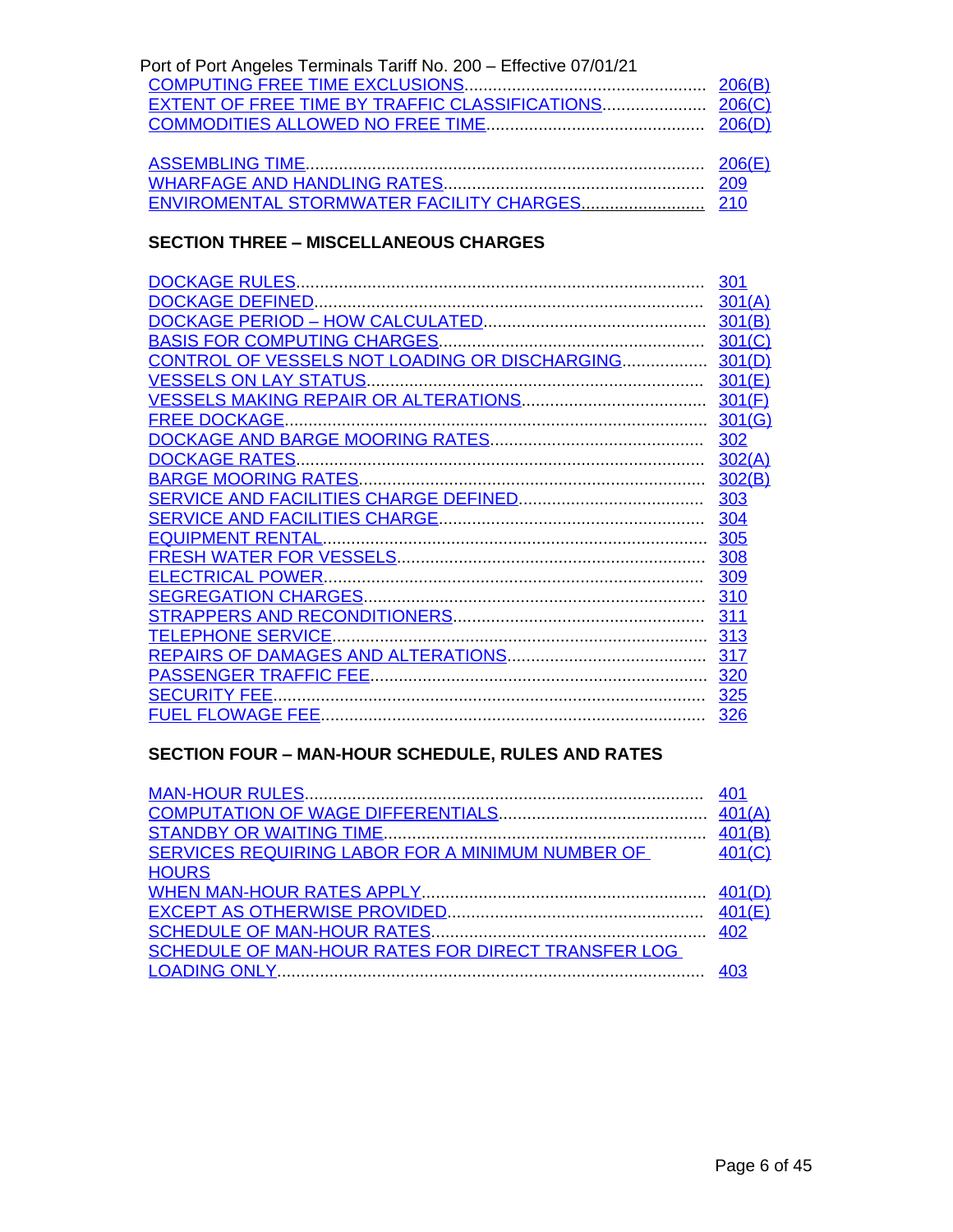| | |
|---|---|
| COMPUTING FREE TIME EXCLUSIONS | 206(B) |
| EXTENT OF FREE TIME BY TRAFFIC CLASSIFICATIONS | 206(C) |
| COMMODITIES ALLOWED NO FREE TIME | 206(D) |
| ASSEMBLING TIME | 206(E) |
| WHARFAGE AND HANDLING RATES | 209 |
| ENVIROMENTAL STORMWATER FACILITY CHARGES | 210 |

**SECTION THREE – MISCELLANEOUS CHARGES**

| | |
|---|---|
| DOCKAGE RULES | 301 |
| DOCKAGE DEFINED | 301(A) |
| DOCKAGE PERIOD – HOW CALCULATED | 301(B) |
| BASIS FOR COMPUTING CHARGES | 301(C) |
| CONTROL OF VESSELS NOT LOADING OR DISCHARGING | 301(D) |
| VESSELS ON LAY STATUS | 301(E) |
| VESSELS MAKING REPAIR OR ALTERATIONS | 301(F) |
| FREE DOCKAGE | 301(G) |
| DOCKAGE AND BARGE MOORING RATES | 302 |
| DOCKAGE RATES | 302(A) |
| BARGE MOORING RATES | 302(B) |
| SERVICE AND FACILITIES CHARGE DEFINED | 303 |
| SERVICE AND FACILITIES CHARGE | 304 |
| EQUIPMENT RENTAL | 305 |
| FRESH WATER FOR VESSELS | 308 |
| ELECTRICAL POWER | 309 |
| SEGREGATION CHARGES | 310 |
| STRAPPERS AND RECONDITIONERS | 311 |
| TELEPHONE SERVICE | 313 |
| REPAIRS OF DAMAGES AND ALTERATIONS | 317 |
| PASSENGER TRAFFIC FEE | 320 |
| SECURITY FEE | 325 |
| FUEL FLOWAGE FEE | 326 |

**SECTION FOUR – MAN-HOUR SCHEDULE, RULES AND RATES**

| | |
|---|---|
| MAN-HOUR RULES | 401 |
| COMPUTATION OF WAGE DIFFERENTIALS | 401(A) |
| STANDBY OR WAITING TIME | 401(B) |
| SERVICES REQUIRING LABOR FOR A MINIMUM NUMBER OF HOURS | 401(C) |
| WHEN MAN-HOUR RATES APPLY | 401(D) |
| EXCEPT AS OTHERWISE PROVIDED | 401(E) |
| SCHEDULE OF MAN-HOUR RATES | 402 |
| SCHEDULE OF MAN-HOUR RATES FOR DIRECT TRANSFER LOG LOADING ONLY | 403 |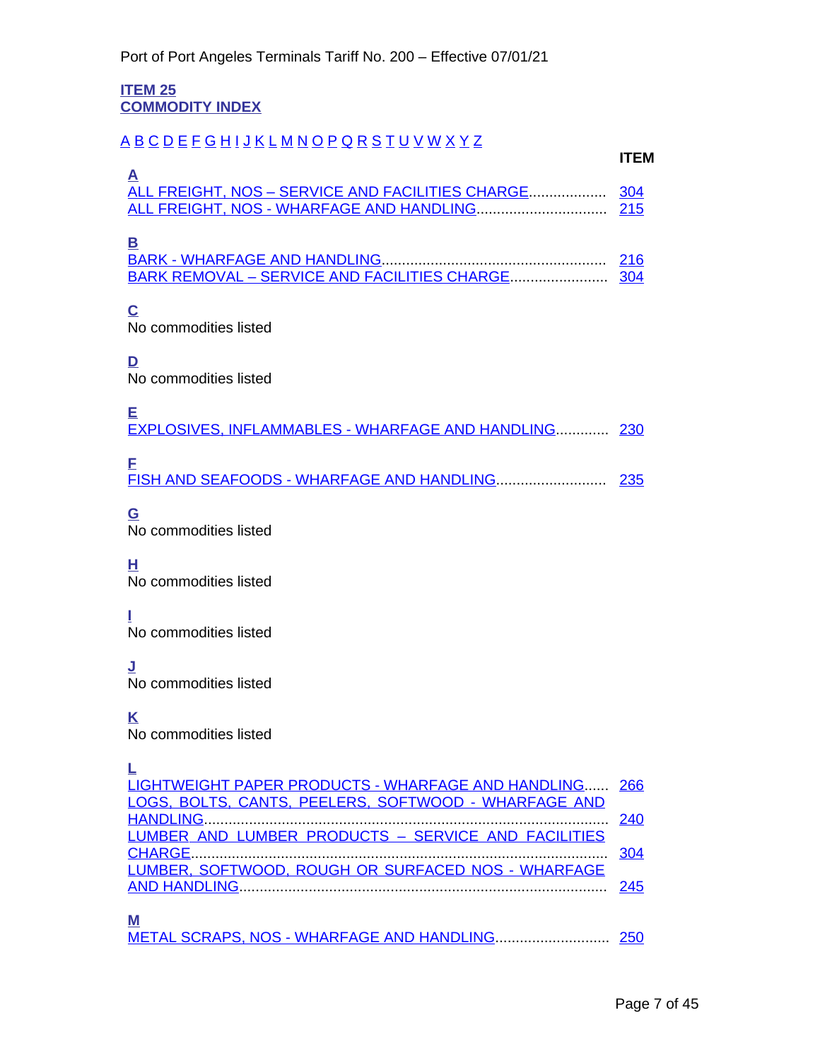## ITEM 25
## COMMODITY INDEX

A B C D E F G H I J K L M N O P Q R S T U V W X Y Z

| | ITEM |
|---|---|
| **A** | |
| ALL FREIGHT, NOS – SERVICE AND FACILITIES CHARGE | 304 |
| ALL FREIGHT, NOS - WHARFAGE AND HANDLING | 215 |
| **B** | |
| BARK - WHARFAGE AND HANDLING | 216 |
| BARK REMOVAL – SERVICE AND FACILITIES CHARGE | 304 |
| **C** | |
| No commodities listed | |
| **D** | |
| No commodities listed | |
| **E** | |
| EXPLOSIVES, INFLAMMABLES - WHARFAGE AND HANDLING | 230 |
| **F** | |
| FISH AND SEAFOODS - WHARFAGE AND HANDLING | 235 |
| **G** | |
| No commodities listed | |
| **H** | |
| No commodities listed | |
| **I** | |
| No commodities listed | |
| **J** | |
| No commodities listed | |
| **K** | |
| No commodities listed | |
| **L** | |
| LIGHTWEIGHT PAPER PRODUCTS - WHARFAGE AND HANDLING | 266 |
| LOGS, BOLTS, CANTS, PEELERS, SOFTWOOD - WHARFAGE AND HANDLING | 240 |
| LUMBER AND LUMBER PRODUCTS – SERVICE AND FACILITIES CHARGE | 304 |
| LUMBER, SOFTWOOD, ROUGH OR SURFACED NOS - WHARFAGE AND HANDLING | 245 |
| **M** | |
| METAL SCRAPS, NOS - WHARFAGE AND HANDLING | 250 |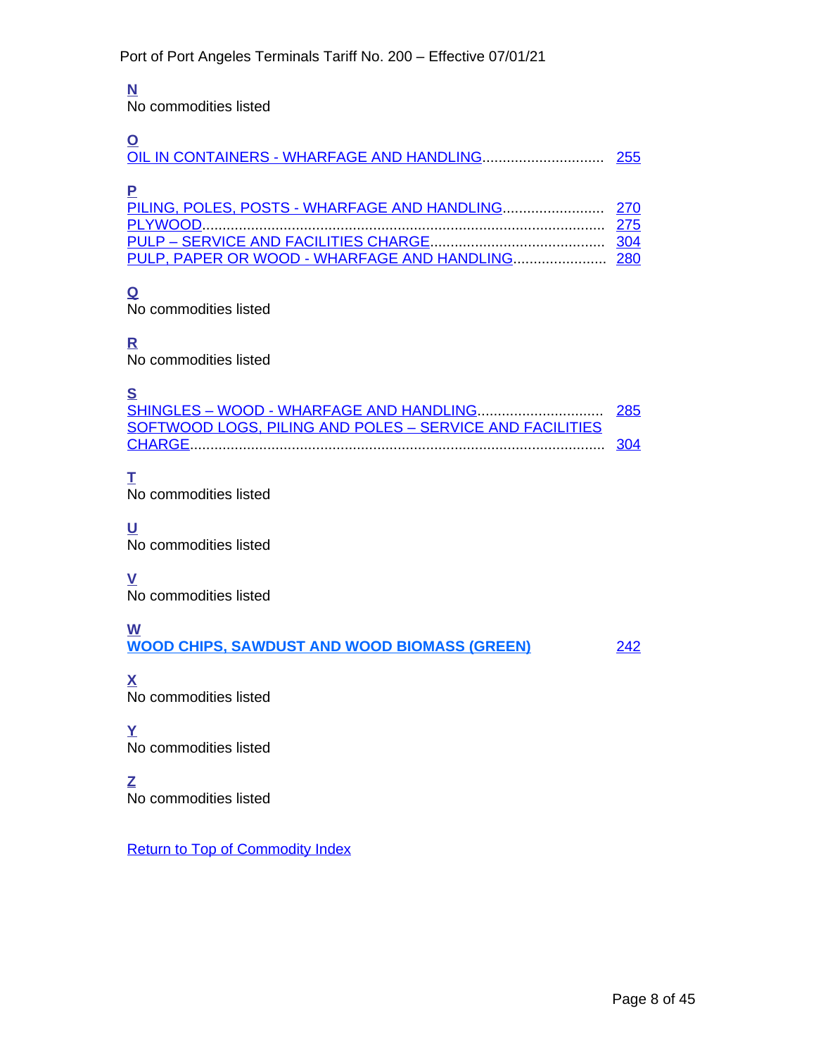**N**
No commodities listed

**O**
OIL IN CONTAINERS - WHARFAGE AND HANDLING.............................. 255

**P**
PILING, POLES, POSTS - WHARFAGE AND HANDLING......................... 270
PLYWOOD................................................................................................. 275
PULP – SERVICE AND FACILITIES CHARGE........................................... 304
PULP, PAPER OR WOOD - WHARFAGE AND HANDLING....................... 280

**Q**
No commodities listed

**R**
No commodities listed

**S**
SHINGLES – WOOD - WHARFAGE AND HANDLING.............................. 285
SOFTWOOD LOGS, PILING AND POLES – SERVICE AND FACILITIES CHARGE..................................................................................................... 304

**T**
No commodities listed

**U**
No commodities listed

**V**
No commodities listed

**W**
**WOOD CHIPS, SAWDUST AND WOOD BIOMASS (GREEN)** 242

**X**
No commodities listed

**Y**
No commodities listed

**Z**
No commodities listed

Return to Top of Commodity Index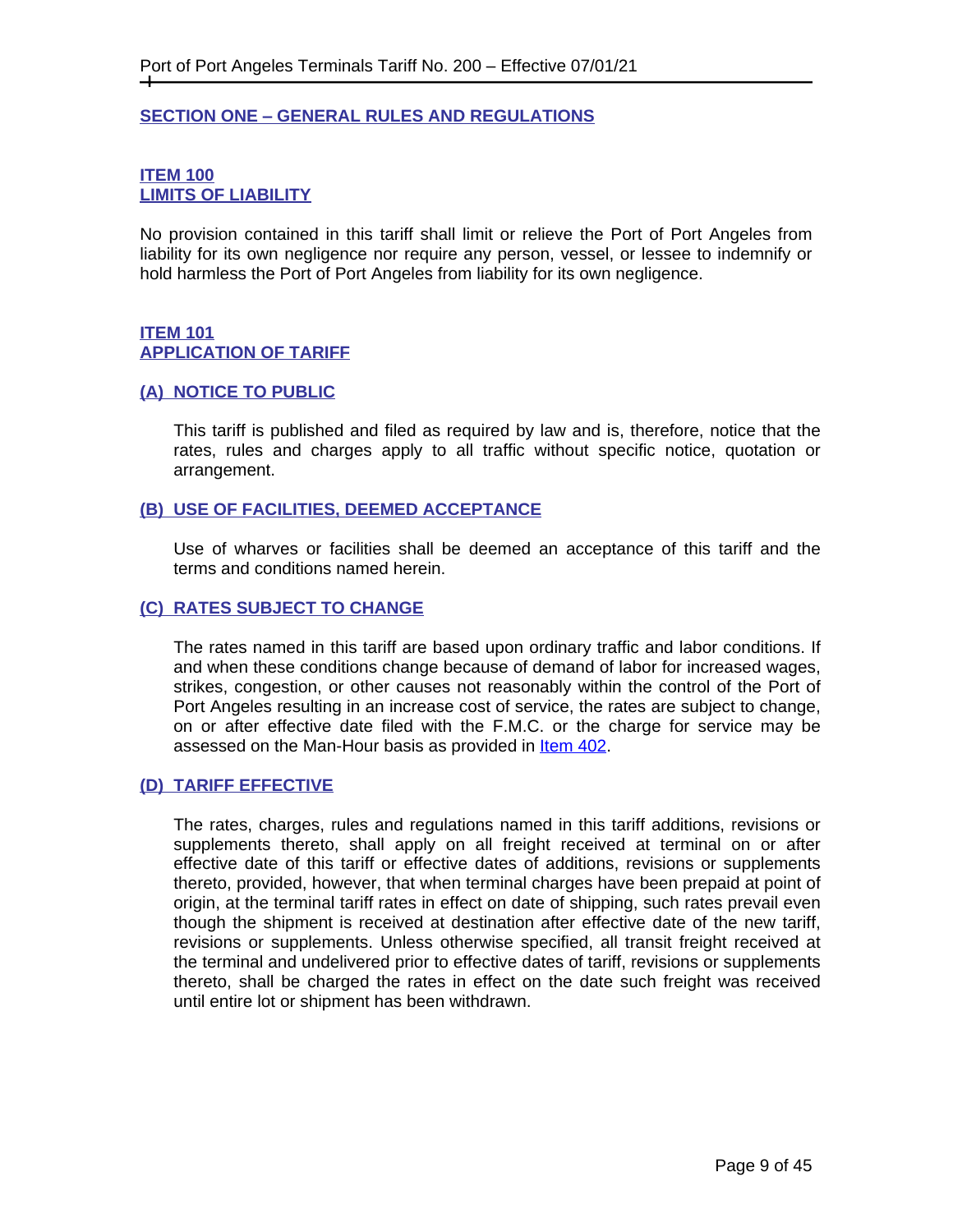## SECTION ONE – GENERAL RULES AND REGULATIONS

### ITEM 100
### LIMITS OF LIABILITY

No provision contained in this tariff shall limit or relieve the Port of Port Angeles from liability for its own negligence nor require any person, vessel, or lessee to indemnify or hold harmless the Port of Port Angeles from liability for its own negligence.

### ITEM 101
### APPLICATION OF TARIFF

#### (A) NOTICE TO PUBLIC

This tariff is published and filed as required by law and is, therefore, notice that the rates, rules and charges apply to all traffic without specific notice, quotation or arrangement.

#### (B) USE OF FACILITIES, DEEMED ACCEPTANCE

Use of wharves or facilities shall be deemed an acceptance of this tariff and the terms and conditions named herein.

#### (C) RATES SUBJECT TO CHANGE

The rates named in this tariff are based upon ordinary traffic and labor conditions. If and when these conditions change because of demand of labor for increased wages, strikes, congestion, or other causes not reasonably within the control of the Port of Port Angeles resulting in an increase cost of service, the rates are subject to change, on or after effective date filed with the F.M.C. or the charge for service may be assessed on the Man-Hour basis as provided in Item 402.

#### (D) TARIFF EFFECTIVE

The rates, charges, rules and regulations named in this tariff additions, revisions or supplements thereto, shall apply on all freight received at terminal on or after effective date of this tariff or effective dates of additions, revisions or supplements thereto, provided, however, that when terminal charges have been prepaid at point of origin, at the terminal tariff rates in effect on date of shipping, such rates prevail even though the shipment is received at destination after effective date of the new tariff, revisions or supplements. Unless otherwise specified, all transit freight received at the terminal and undelivered prior to effective dates of tariff, revisions or supplements thereto, shall be charged the rates in effect on the date such freight was received until entire lot or shipment has been withdrawn.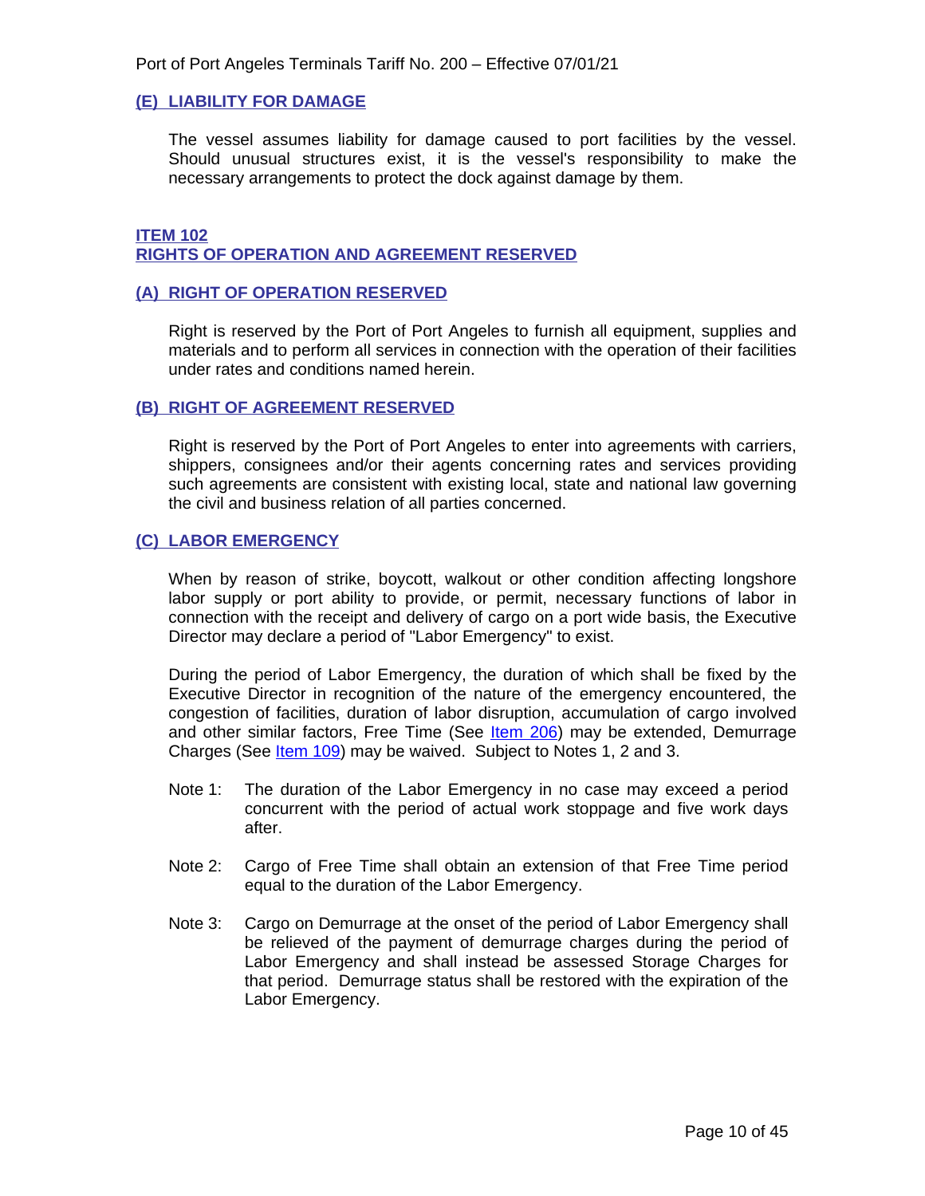### (E) LIABILITY FOR DAMAGE

The vessel assumes liability for damage caused to port facilities by the vessel. Should unusual structures exist, it is the vessel's responsibility to make the necessary arrangements to protect the dock against damage by them.

## ITEM 102
## RIGHTS OF OPERATION AND AGREEMENT RESERVED

### (A) RIGHT OF OPERATION RESERVED

Right is reserved by the Port of Port Angeles to furnish all equipment, supplies and materials and to perform all services in connection with the operation of their facilities under rates and conditions named herein.

### (B) RIGHT OF AGREEMENT RESERVED

Right is reserved by the Port of Port Angeles to enter into agreements with carriers, shippers, consignees and/or their agents concerning rates and services providing such agreements are consistent with existing local, state and national law governing the civil and business relation of all parties concerned.

### (C) LABOR EMERGENCY

When by reason of strike, boycott, walkout or other condition affecting longshore labor supply or port ability to provide, or permit, necessary functions of labor in connection with the receipt and delivery of cargo on a port wide basis, the Executive Director may declare a period of "Labor Emergency" to exist.

During the period of Labor Emergency, the duration of which shall be fixed by the Executive Director in recognition of the nature of the emergency encountered, the congestion of facilities, duration of labor disruption, accumulation of cargo involved and other similar factors, Free Time (See Item 206) may be extended, Demurrage Charges (See Item 109) may be waived. Subject to Notes 1, 2 and 3.

Note 1: The duration of the Labor Emergency in no case may exceed a period concurrent with the period of actual work stoppage and five work days after.

Note 2: Cargo of Free Time shall obtain an extension of that Free Time period equal to the duration of the Labor Emergency.

Note 3: Cargo on Demurrage at the onset of the period of Labor Emergency shall be relieved of the payment of demurrage charges during the period of Labor Emergency and shall instead be assessed Storage Charges for that period. Demurrage status shall be restored with the expiration of the Labor Emergency.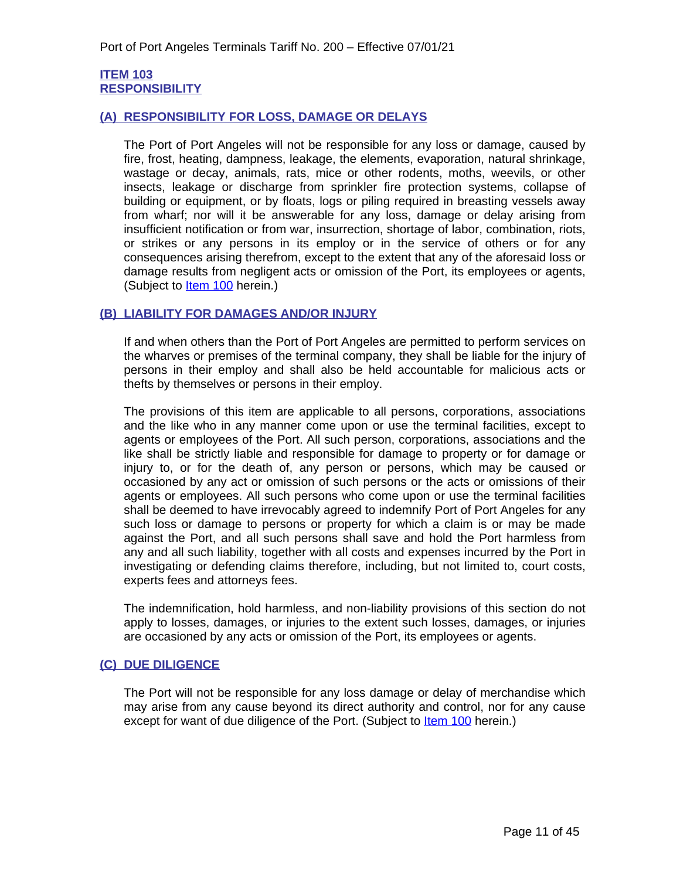## ITEM 103
## RESPONSIBILITY

### (A) RESPONSIBILITY FOR LOSS, DAMAGE OR DELAYS

The Port of Port Angeles will not be responsible for any loss or damage, caused by fire, frost, heating, dampness, leakage, the elements, evaporation, natural shrinkage, wastage or decay, animals, rats, mice or other rodents, moths, weevils, or other insects, leakage or discharge from sprinkler fire protection systems, collapse of building or equipment, or by floats, logs or piling required in breasting vessels away from wharf; nor will it be answerable for any loss, damage or delay arising from insufficient notification or from war, insurrection, shortage of labor, combination, riots, or strikes or any persons in its employ or in the service of others or for any consequences arising therefrom, except to the extent that any of the aforesaid loss or damage results from negligent acts or omission of the Port, its employees or agents, (Subject to Item 100 herein.)

### (B) LIABILITY FOR DAMAGES AND/OR INJURY

If and when others than the Port of Port Angeles are permitted to perform services on the wharves or premises of the terminal company, they shall be liable for the injury of persons in their employ and shall also be held accountable for malicious acts or thefts by themselves or persons in their employ.

The provisions of this item are applicable to all persons, corporations, associations and the like who in any manner come upon or use the terminal facilities, except to agents or employees of the Port. All such person, corporations, associations and the like shall be strictly liable and responsible for damage to property or for damage or injury to, or for the death of, any person or persons, which may be caused or occasioned by any act or omission of such persons or the acts or omissions of their agents or employees. All such persons who come upon or use the terminal facilities shall be deemed to have irrevocably agreed to indemnify Port of Port Angeles for any such loss or damage to persons or property for which a claim is or may be made against the Port, and all such persons shall save and hold the Port harmless from any and all such liability, together with all costs and expenses incurred by the Port in investigating or defending claims therefore, including, but not limited to, court costs, experts fees and attorneys fees.

The indemnification, hold harmless, and non-liability provisions of this section do not apply to losses, damages, or injuries to the extent such losses, damages, or injuries are occasioned by any acts or omission of the Port, its employees or agents.

### (C) DUE DILIGENCE

The Port will not be responsible for any loss damage or delay of merchandise which may arise from any cause beyond its direct authority and control, nor for any cause except for want of due diligence of the Port. (Subject to Item 100 herein.)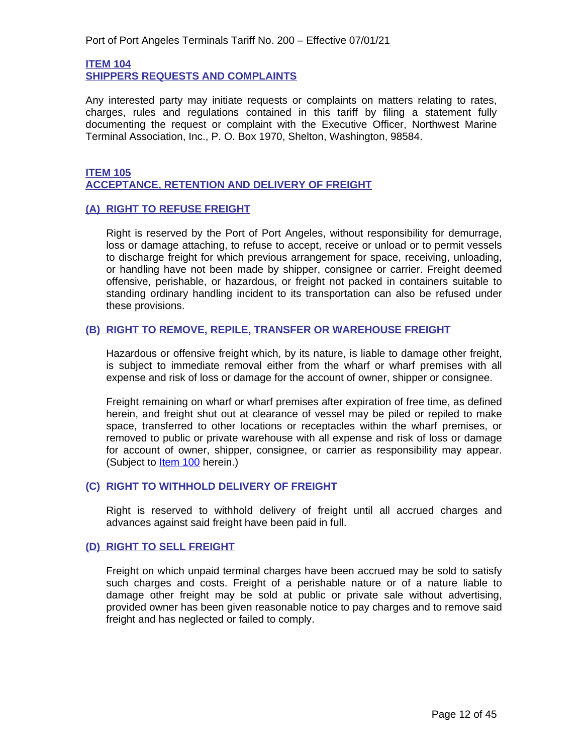## ITEM 104
## SHIPPERS REQUESTS AND COMPLAINTS

Any interested party may initiate requests or complaints on matters relating to rates, charges, rules and regulations contained in this tariff by filing a statement fully documenting the request or complaint with the Executive Officer, Northwest Marine Terminal Association, Inc., P. O. Box 1970, Shelton, Washington, 98584.

## ITEM 105
## ACCEPTANCE, RETENTION AND DELIVERY OF FREIGHT

### (A) RIGHT TO REFUSE FREIGHT

Right is reserved by the Port of Port Angeles, without responsibility for demurrage, loss or damage attaching, to refuse to accept, receive or unload or to permit vessels to discharge freight for which previous arrangement for space, receiving, unloading, or handling have not been made by shipper, consignee or carrier. Freight deemed offensive, perishable, or hazardous, or freight not packed in containers suitable to standing ordinary handling incident to its transportation can also be refused under these provisions.

### (B) RIGHT TO REMOVE, REPILE, TRANSFER OR WAREHOUSE FREIGHT

Hazardous or offensive freight which, by its nature, is liable to damage other freight, is subject to immediate removal either from the wharf or wharf premises with all expense and risk of loss or damage for the account of owner, shipper or consignee.

Freight remaining on wharf or wharf premises after expiration of free time, as defined herein, and freight shut out at clearance of vessel may be piled or repiled to make space, transferred to other locations or receptacles within the wharf premises, or removed to public or private warehouse with all expense and risk of loss or damage for account of owner, shipper, consignee, or carrier as responsibility may appear. (Subject to Item 100 herein.)

### (C) RIGHT TO WITHHOLD DELIVERY OF FREIGHT

Right is reserved to withhold delivery of freight until all accrued charges and advances against said freight have been paid in full.

### (D) RIGHT TO SELL FREIGHT

Freight on which unpaid terminal charges have been accrued may be sold to satisfy such charges and costs. Freight of a perishable nature or of a nature liable to damage other freight may be sold at public or private sale without advertising, provided owner has been given reasonable notice to pay charges and to remove said freight and has neglected or failed to comply.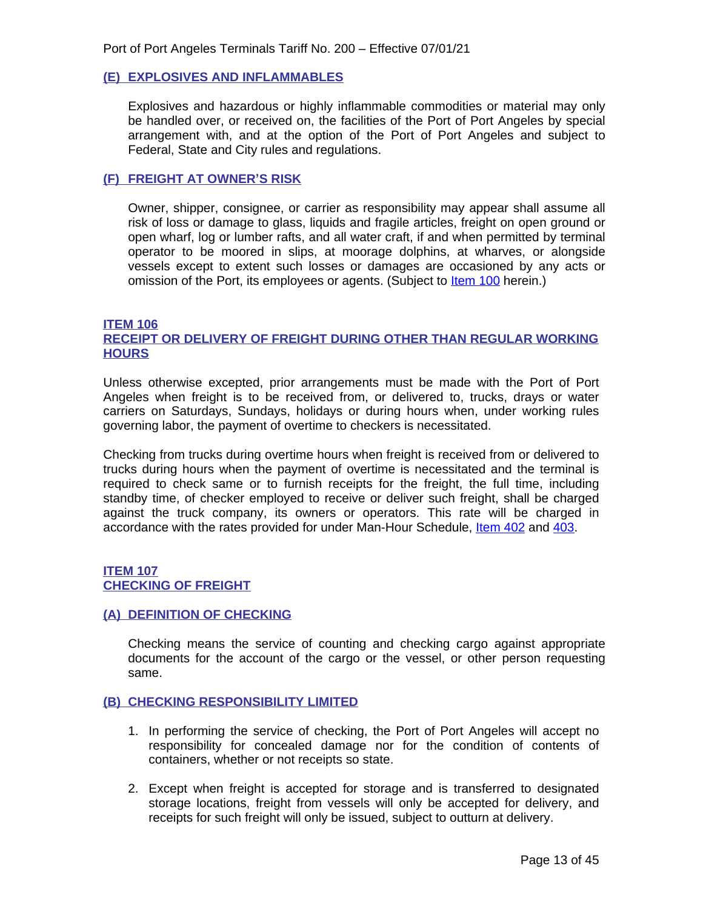### (E) EXPLOSIVES AND INFLAMMABLES

Explosives and hazardous or highly inflammable commodities or material may only be handled over, or received on, the facilities of the Port of Port Angeles by special arrangement with, and at the option of the Port of Port Angeles and subject to Federal, State and City rules and regulations.

### (F) FREIGHT AT OWNER'S RISK

Owner, shipper, consignee, or carrier as responsibility may appear shall assume all risk of loss or damage to glass, liquids and fragile articles, freight on open ground or open wharf, log or lumber rafts, and all water craft, if and when permitted by terminal operator to be moored in slips, at moorage dolphins, at wharves, or alongside vessels except to extent such losses or damages are occasioned by any acts or omission of the Port, its employees or agents. (Subject to Item 100 herein.)

## ITEM 106
## RECEIPT OR DELIVERY OF FREIGHT DURING OTHER THAN REGULAR WORKING HOURS

Unless otherwise excepted, prior arrangements must be made with the Port of Port Angeles when freight is to be received from, or delivered to, trucks, drays or water carriers on Saturdays, Sundays, holidays or during hours when, under working rules governing labor, the payment of overtime to checkers is necessitated.

Checking from trucks during overtime hours when freight is received from or delivered to trucks during hours when the payment of overtime is necessitated and the terminal is required to check same or to furnish receipts for the freight, the full time, including standby time, of checker employed to receive or deliver such freight, shall be charged against the truck company, its owners or operators. This rate will be charged in accordance with the rates provided for under Man-Hour Schedule, Item 402 and 403.

## ITEM 107
## CHECKING OF FREIGHT

### (A) DEFINITION OF CHECKING

Checking means the service of counting and checking cargo against appropriate documents for the account of the cargo or the vessel, or other person requesting same.

### (B) CHECKING RESPONSIBILITY LIMITED

1. In performing the service of checking, the Port of Port Angeles will accept no responsibility for concealed damage nor for the condition of contents of containers, whether or not receipts so state.
2. Except when freight is accepted for storage and is transferred to designated storage locations, freight from vessels will only be accepted for delivery, and receipts for such freight will only be issued, subject to outturn at delivery.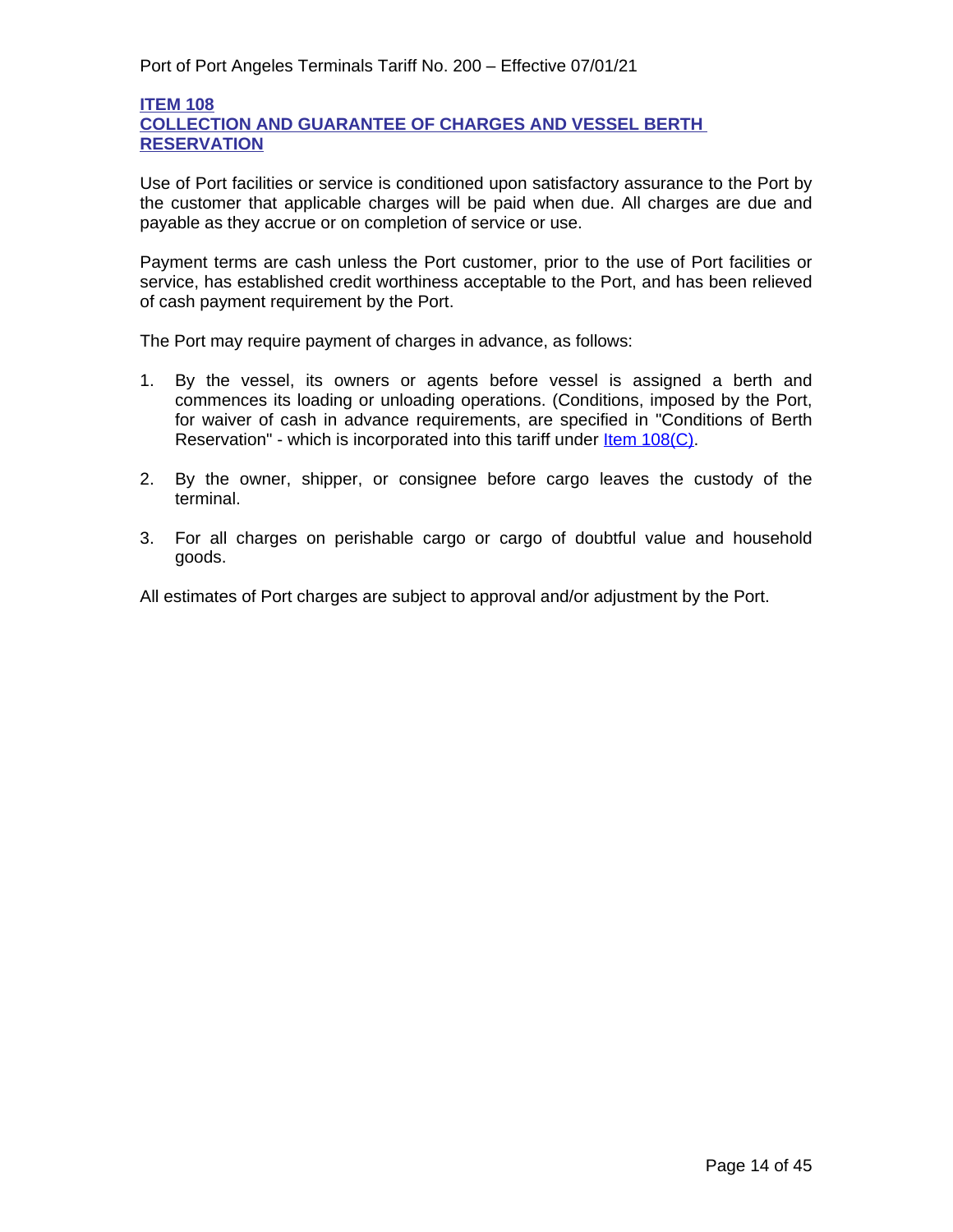## ITEM 108
## COLLECTION AND GUARANTEE OF CHARGES AND VESSEL BERTH RESERVATION

Use of Port facilities or service is conditioned upon satisfactory assurance to the Port by the customer that applicable charges will be paid when due. All charges are due and payable as they accrue or on completion of service or use.

Payment terms are cash unless the Port customer, prior to the use of Port facilities or service, has established credit worthiness acceptable to the Port, and has been relieved of cash payment requirement by the Port.

The Port may require payment of charges in advance, as follows:

1. By the vessel, its owners or agents before vessel is assigned a berth and commences its loading or unloading operations. (Conditions, imposed by the Port, for waiver of cash in advance requirements, are specified in "Conditions of Berth Reservation" - which is incorporated into this tariff under Item 108(C).

2. By the owner, shipper, or consignee before cargo leaves the custody of the terminal.

3. For all charges on perishable cargo or cargo of doubtful value and household goods.

All estimates of Port charges are subject to approval and/or adjustment by the Port.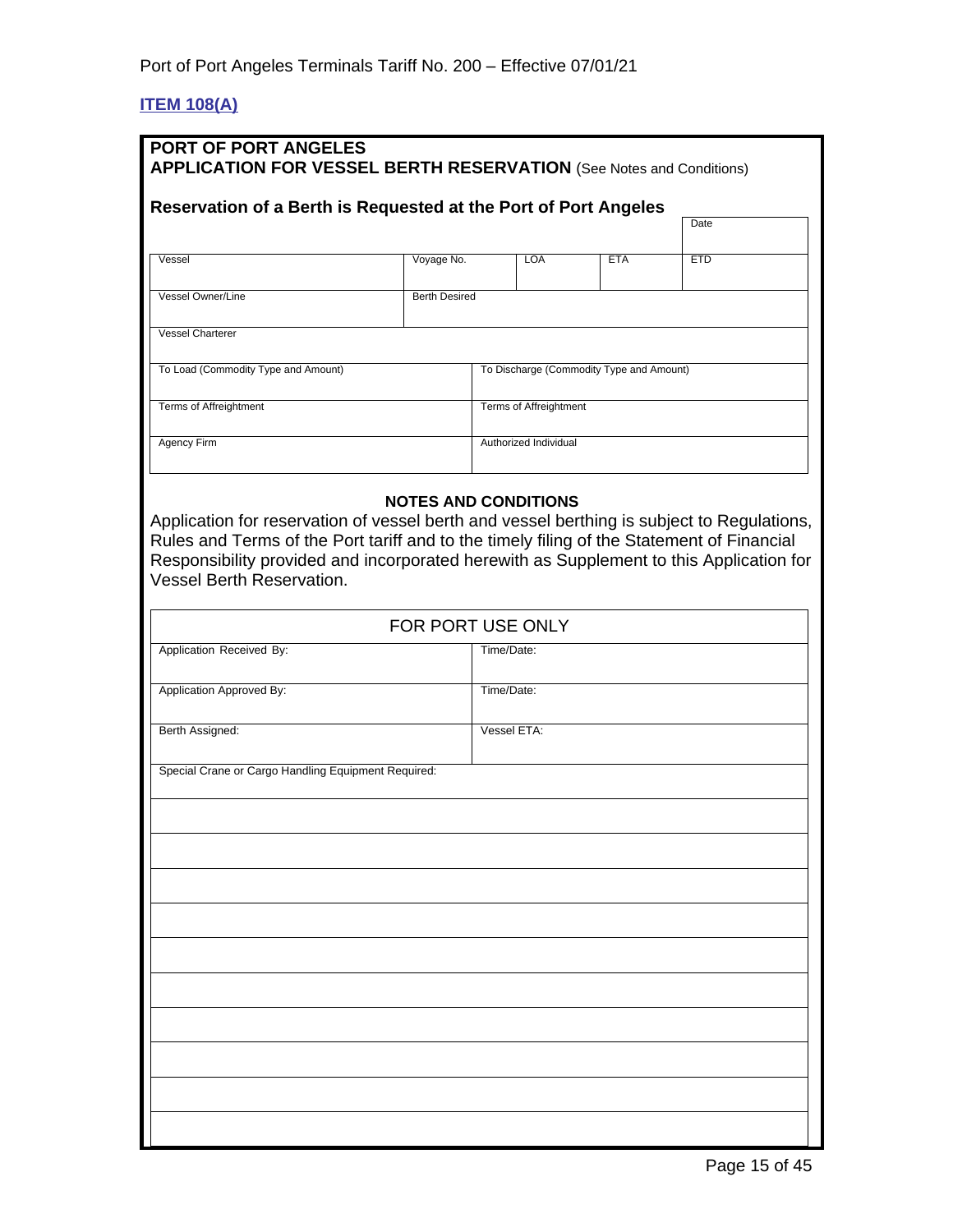## ITEM 108(A)

**PORT OF PORT ANGELES**
**APPLICATION FOR VESSEL BERTH RESERVATION** (See Notes and Conditions)

**Reservation of a Berth is Requested at the Port of Port Angeles**

| | | | | Date |
|---|---|---|---|---|
| Vessel | Voyage No. | LOA | ETA | ETD |
| Vessel Owner/Line | Berth Desired | | | |
| Vessel Charterer | | | | |
| To Load (Commodity Type and Amount) | To Discharge (Commodity Type and Amount) | | | |
| Terms of Affreightment | Terms of Affreightment | | | |
| Agency Firm | Authorized Individual | | | |

**NOTES AND CONDITIONS**

Application for reservation of vessel berth and vessel berthing is subject to Regulations, Rules and Terms of the Port tariff and to the timely filing of the Statement of Financial Responsibility provided and incorporated herewith as Supplement to this Application for Vessel Berth Reservation.

| FOR PORT USE ONLY | |
|---|---|
| Application Received By: | Time/Date: |
| Application Approved By: | Time/Date: |
| Berth Assigned: | Vessel ETA: |
| Special Crane or Cargo Handling Equipment Required: | |
| | |
| | |
| | |
| | |
| | |
| | |
| | |
| | |
| | |
| | |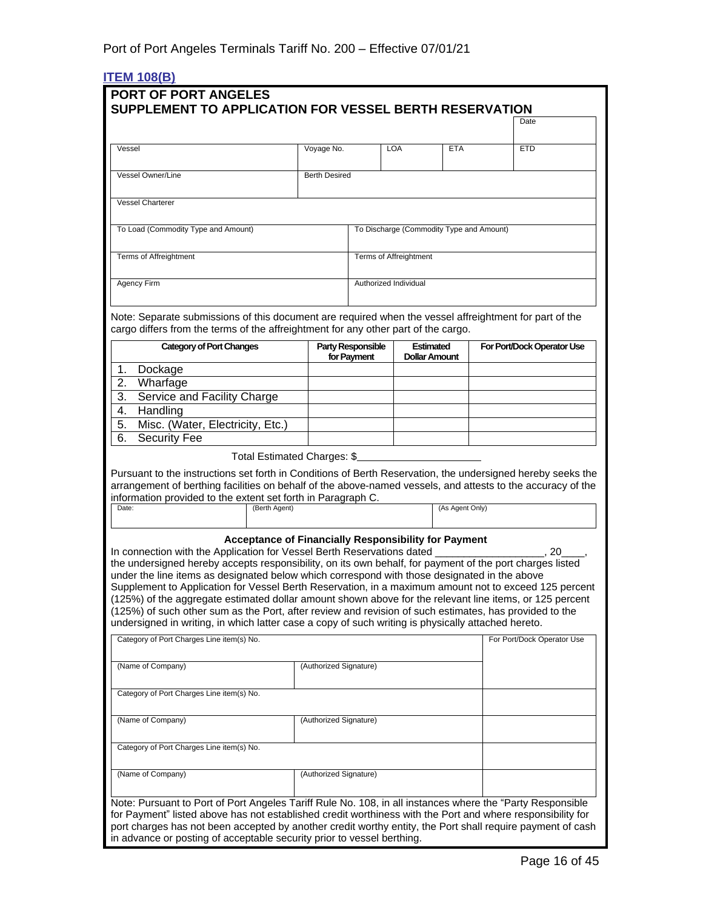Port of Port Angeles Terminals Tariff No. 200 – Effective 07/01/21

## ITEM 108(B)

# PORT OF PORT ANGELES
## SUPPLEMENT TO APPLICATION FOR VESSEL BERTH RESERVATION

| | | | | Date |
|---|---|---|---|---|
| Vessel | Voyage No. | LOA | ETA | ETD |
| Vessel Owner/Line | Berth Desired | | | |
| Vessel Charterer | | | | |
| To Load (Commodity Type and Amount) | To Discharge (Commodity Type and Amount) | | | |
| Terms of Affreightment | Terms of Affreightment | | | |
| Agency Firm | Authorized Individual | | | |

Note: Separate submissions of this document are required when the vessel affreightment for part of the cargo differs from the terms of the affreightment for any other part of the cargo.

| Category of Port Changes | Party Responsible for Payment | Estimated Dollar Amount | For Port/Dock Operator Use |
|---|---|---|---|
| 1. Dockage | | | |
| 2. Wharfage | | | |
| 3. Service and Facility Charge | | | |
| 4. Handling | | | |
| 5. Misc. (Water, Electricity, Etc.) | | | |
| 6. Security Fee | | | |

Total Estimated Charges: $____________________

Pursuant to the instructions set forth in Conditions of Berth Reservation, the undersigned hereby seeks the arrangement of berthing facilities on behalf of the above-named vessels, and attests to the accuracy of the information provided to the extent set forth in Paragraph C.

| Date: | (Berth Agent) | (As Agent Only) |
|---|---|---|

### Acceptance of Financially Responsibility for Payment

In connection with the Application for Vessel Berth Reservations dated __________________, 20____, the undersigned hereby accepts responsibility, on its own behalf, for payment of the port charges listed under the line items as designated below which correspond with those designated in the above Supplement to Application for Vessel Berth Reservation, in a maximum amount not to exceed 125 percent (125%) of the aggregate estimated dollar amount shown above for the relevant line items, or 125 percent (125%) of such other sum as the Port, after review and revision of such estimates, has provided to the undersigned in writing, in which latter case a copy of such writing is physically attached hereto.

| Category of Port Charges Line item(s) No. | | For Port/Dock Operator Use |
|---|---|---|
| (Name of Company) | (Authorized Signature) | |
| Category of Port Charges Line item(s) No. | | |
| (Name of Company) | (Authorized Signature) | |
| Category of Port Charges Line item(s) No. | | |
| (Name of Company) | (Authorized Signature) | |

Note: Pursuant to Port of Port Angeles Tariff Rule No. 108, in all instances where the "Party Responsible for Payment" listed above has not established credit worthiness with the Port and where responsibility for port charges has not been accepted by another credit worthy entity, the Port shall require payment of cash in advance or posting of acceptable security prior to vessel berthing.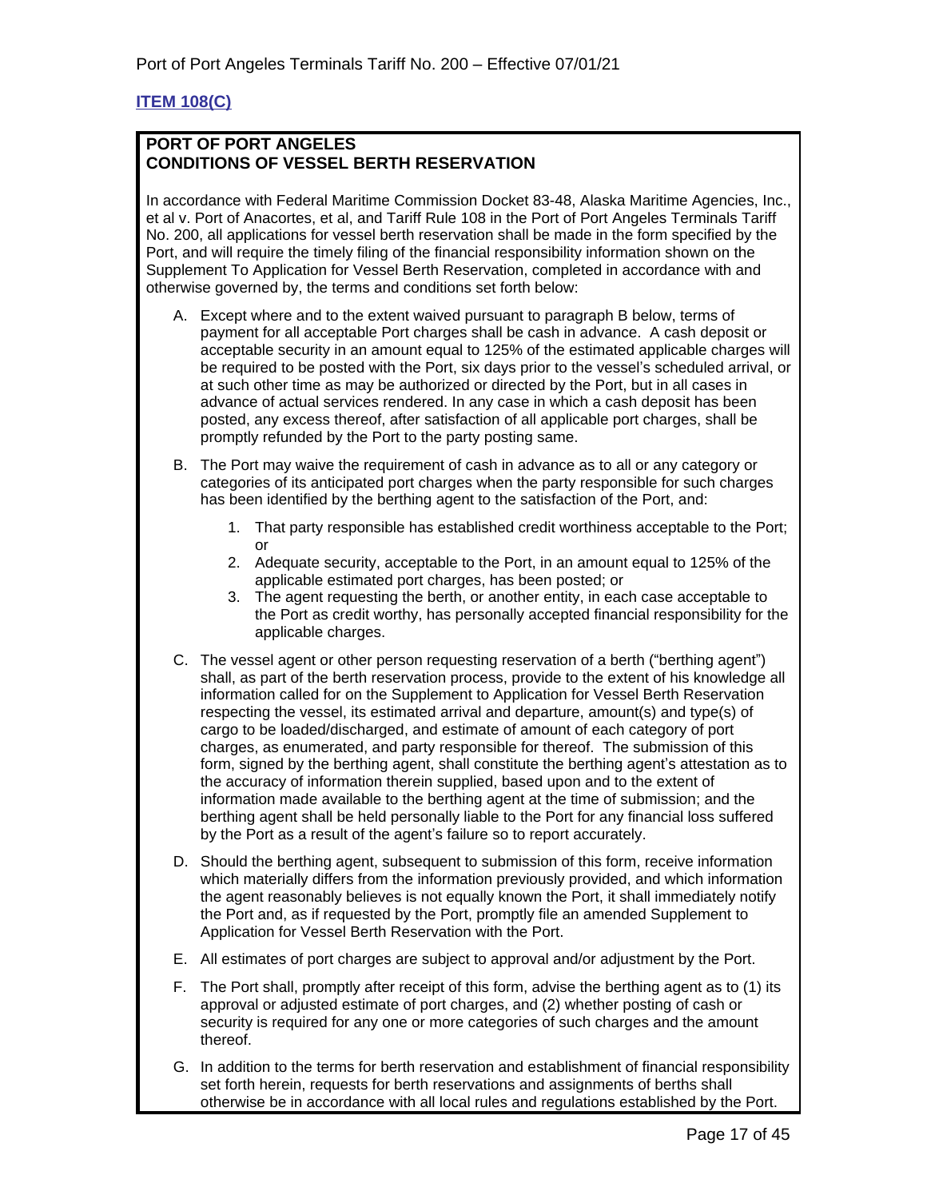## ITEM 108(C)

**PORT OF PORT ANGELES**
**CONDITIONS OF VESSEL BERTH RESERVATION**

In accordance with Federal Maritime Commission Docket 83-48, Alaska Maritime Agencies, Inc., et al v. Port of Anacortes, et al, and Tariff Rule 108 in the Port of Port Angeles Terminals Tariff No. 200, all applications for vessel berth reservation shall be made in the form specified by the Port, and will require the timely filing of the financial responsibility information shown on the Supplement To Application for Vessel Berth Reservation, completed in accordance with and otherwise governed by, the terms and conditions set forth below:

A. Except where and to the extent waived pursuant to paragraph B below, terms of payment for all acceptable Port charges shall be cash in advance. A cash deposit or acceptable security in an amount equal to 125% of the estimated applicable charges will be required to be posted with the Port, six days prior to the vessel's scheduled arrival, or at such other time as may be authorized or directed by the Port, but in all cases in advance of actual services rendered. In any case in which a cash deposit has been posted, any excess thereof, after satisfaction of all applicable port charges, shall be promptly refunded by the Port to the party posting same.

B. The Port may waive the requirement of cash in advance as to all or any category or categories of its anticipated port charges when the party responsible for such charges has been identified by the berthing agent to the satisfaction of the Port, and:

   1. That party responsible has established credit worthiness acceptable to the Port; or
   2. Adequate security, acceptable to the Port, in an amount equal to 125% of the applicable estimated port charges, has been posted; or
   3. The agent requesting the berth, or another entity, in each case acceptable to the Port as credit worthy, has personally accepted financial responsibility for the applicable charges.

C. The vessel agent or other person requesting reservation of a berth ("berthing agent") shall, as part of the berth reservation process, provide to the extent of his knowledge all information called for on the Supplement to Application for Vessel Berth Reservation respecting the vessel, its estimated arrival and departure, amount(s) and type(s) of cargo to be loaded/discharged, and estimate of amount of each category of port charges, as enumerated, and party responsible for thereof. The submission of this form, signed by the berthing agent, shall constitute the berthing agent's attestation as to the accuracy of information therein supplied, based upon and to the extent of information made available to the berthing agent at the time of submission; and the berthing agent shall be held personally liable to the Port for any financial loss suffered by the Port as a result of the agent's failure so to report accurately.

D. Should the berthing agent, subsequent to submission of this form, receive information which materially differs from the information previously provided, and which information the agent reasonably believes is not equally known the Port, it shall immediately notify the Port and, as if requested by the Port, promptly file an amended Supplement to Application for Vessel Berth Reservation with the Port.

E. All estimates of port charges are subject to approval and/or adjustment by the Port.

F. The Port shall, promptly after receipt of this form, advise the berthing agent as to (1) its approval or adjusted estimate of port charges, and (2) whether posting of cash or security is required for any one or more categories of such charges and the amount thereof.

G. In addition to the terms for berth reservation and establishment of financial responsibility set forth herein, requests for berth reservations and assignments of berths shall otherwise be in accordance with all local rules and regulations established by the Port.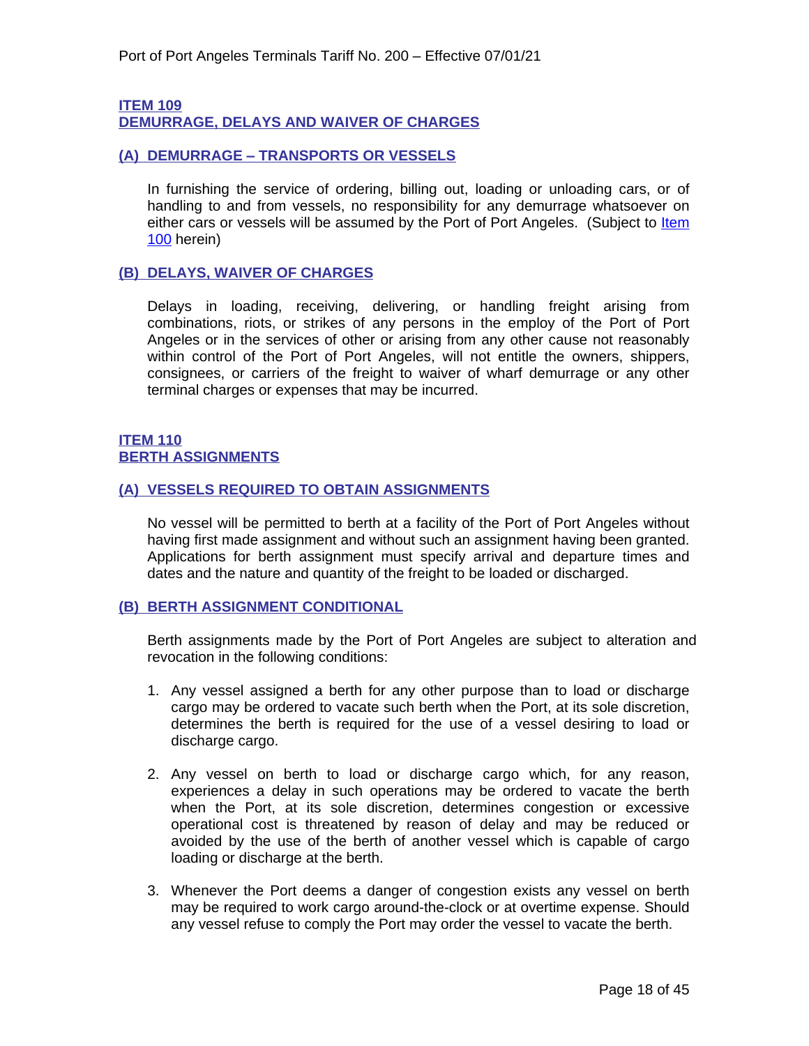## ITEM 109
## DEMURRAGE, DELAYS AND WAIVER OF CHARGES

### (A) DEMURRAGE – TRANSPORTS OR VESSELS

In furnishing the service of ordering, billing out, loading or unloading cars, or of handling to and from vessels, no responsibility for any demurrage whatsoever on either cars or vessels will be assumed by the Port of Port Angeles. (Subject to Item 100 herein)

### (B) DELAYS, WAIVER OF CHARGES

Delays in loading, receiving, delivering, or handling freight arising from combinations, riots, or strikes of any persons in the employ of the Port of Port Angeles or in the services of other or arising from any other cause not reasonably within control of the Port of Port Angeles, will not entitle the owners, shippers, consignees, or carriers of the freight to waiver of wharf demurrage or any other terminal charges or expenses that may be incurred.

## ITEM 110
## BERTH ASSIGNMENTS

### (A) VESSELS REQUIRED TO OBTAIN ASSIGNMENTS

No vessel will be permitted to berth at a facility of the Port of Port Angeles without having first made assignment and without such an assignment having been granted. Applications for berth assignment must specify arrival and departure times and dates and the nature and quantity of the freight to be loaded or discharged.

### (B) BERTH ASSIGNMENT CONDITIONAL

Berth assignments made by the Port of Port Angeles are subject to alteration and revocation in the following conditions:

1. Any vessel assigned a berth for any other purpose than to load or discharge cargo may be ordered to vacate such berth when the Port, at its sole discretion, determines the berth is required for the use of a vessel desiring to load or discharge cargo.

2. Any vessel on berth to load or discharge cargo which, for any reason, experiences a delay in such operations may be ordered to vacate the berth when the Port, at its sole discretion, determines congestion or excessive operational cost is threatened by reason of delay and may be reduced or avoided by the use of the berth of another vessel which is capable of cargo loading or discharge at the berth.

3. Whenever the Port deems a danger of congestion exists any vessel on berth may be required to work cargo around-the-clock or at overtime expense. Should any vessel refuse to comply the Port may order the vessel to vacate the berth.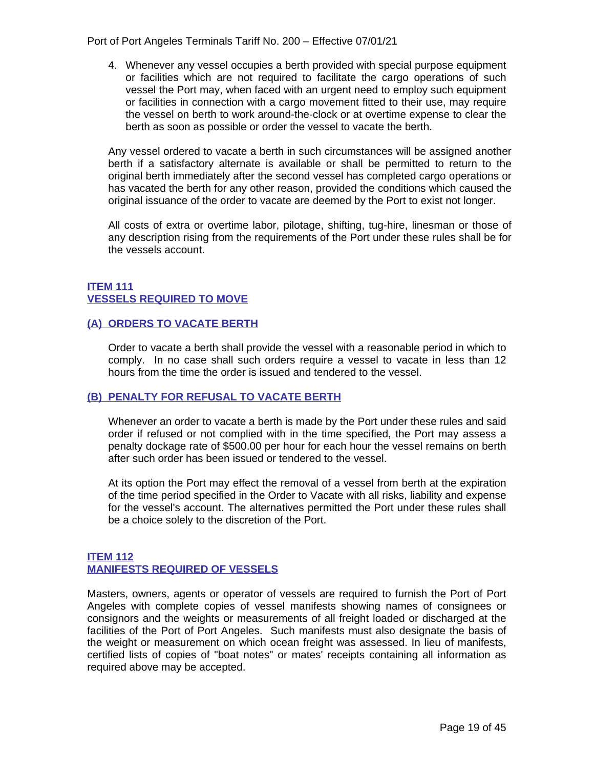4. Whenever any vessel occupies a berth provided with special purpose equipment or facilities which are not required to facilitate the cargo operations of such vessel the Port may, when faced with an urgent need to employ such equipment or facilities in connection with a cargo movement fitted to their use, may require the vessel on berth to work around-the-clock or at overtime expense to clear the berth as soon as possible or order the vessel to vacate the berth.

Any vessel ordered to vacate a berth in such circumstances will be assigned another berth if a satisfactory alternate is available or shall be permitted to return to the original berth immediately after the second vessel has completed cargo operations or has vacated the berth for any other reason, provided the conditions which caused the original issuance of the order to vacate are deemed by the Port to exist not longer.

All costs of extra or overtime labor, pilotage, shifting, tug-hire, linesman or those of any description rising from the requirements of the Port under these rules shall be for the vessels account.

## ITEM 111
## VESSELS REQUIRED TO MOVE

### (A) ORDERS TO VACATE BERTH

Order to vacate a berth shall provide the vessel with a reasonable period in which to comply. In no case shall such orders require a vessel to vacate in less than 12 hours from the time the order is issued and tendered to the vessel.

### (B) PENALTY FOR REFUSAL TO VACATE BERTH

Whenever an order to vacate a berth is made by the Port under these rules and said order if refused or not complied with in the time specified, the Port may assess a penalty dockage rate of $500.00 per hour for each hour the vessel remains on berth after such order has been issued or tendered to the vessel.

At its option the Port may effect the removal of a vessel from berth at the expiration of the time period specified in the Order to Vacate with all risks, liability and expense for the vessel's account. The alternatives permitted the Port under these rules shall be a choice solely to the discretion of the Port.

## ITEM 112
## MANIFESTS REQUIRED OF VESSELS

Masters, owners, agents or operator of vessels are required to furnish the Port of Port Angeles with complete copies of vessel manifests showing names of consignees or consignors and the weights or measurements of all freight loaded or discharged at the facilities of the Port of Port Angeles. Such manifests must also designate the basis of the weight or measurement on which ocean freight was assessed. In lieu of manifests, certified lists of copies of "boat notes" or mates' receipts containing all information as required above may be accepted.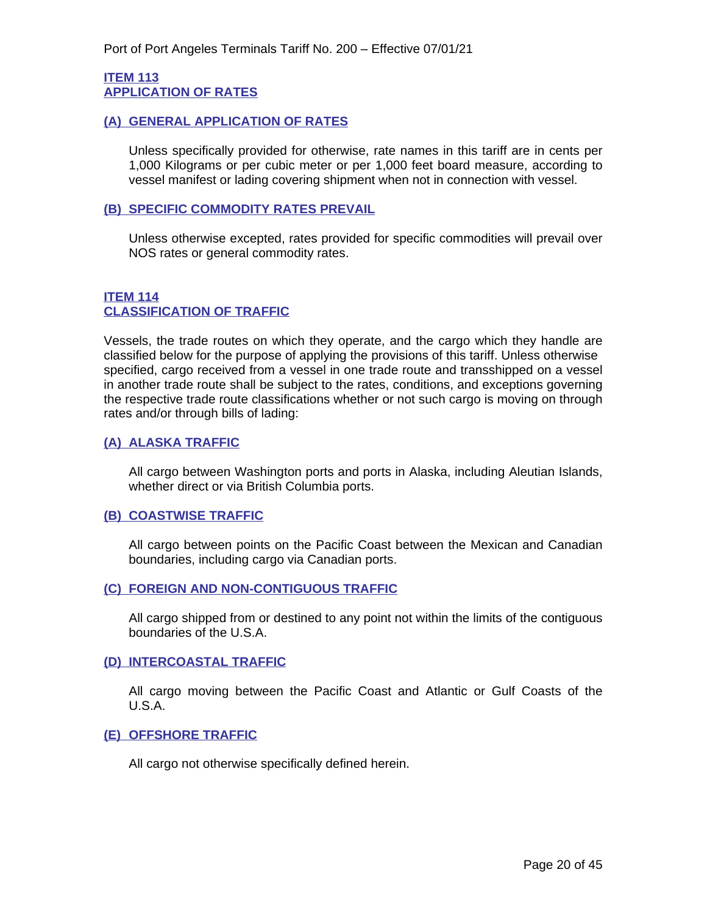## ITEM 113
## APPLICATION OF RATES

### (A) GENERAL APPLICATION OF RATES

Unless specifically provided for otherwise, rate names in this tariff are in cents per 1,000 Kilograms or per cubic meter or per 1,000 feet board measure, according to vessel manifest or lading covering shipment when not in connection with vessel.

### (B) SPECIFIC COMMODITY RATES PREVAIL

Unless otherwise excepted, rates provided for specific commodities will prevail over NOS rates or general commodity rates.

## ITEM 114
## CLASSIFICATION OF TRAFFIC

Vessels, the trade routes on which they operate, and the cargo which they handle are classified below for the purpose of applying the provisions of this tariff. Unless otherwise specified, cargo received from a vessel in one trade route and transshipped on a vessel in another trade route shall be subject to the rates, conditions, and exceptions governing the respective trade route classifications whether or not such cargo is moving on through rates and/or through bills of lading:

### (A) ALASKA TRAFFIC

All cargo between Washington ports and ports in Alaska, including Aleutian Islands, whether direct or via British Columbia ports.

### (B) COASTWISE TRAFFIC

All cargo between points on the Pacific Coast between the Mexican and Canadian boundaries, including cargo via Canadian ports.

### (C) FOREIGN AND NON-CONTIGUOUS TRAFFIC

All cargo shipped from or destined to any point not within the limits of the contiguous boundaries of the U.S.A.

### (D) INTERCOASTAL TRAFFIC

All cargo moving between the Pacific Coast and Atlantic or Gulf Coasts of the U.S.A.

### (E) OFFSHORE TRAFFIC

All cargo not otherwise specifically defined herein.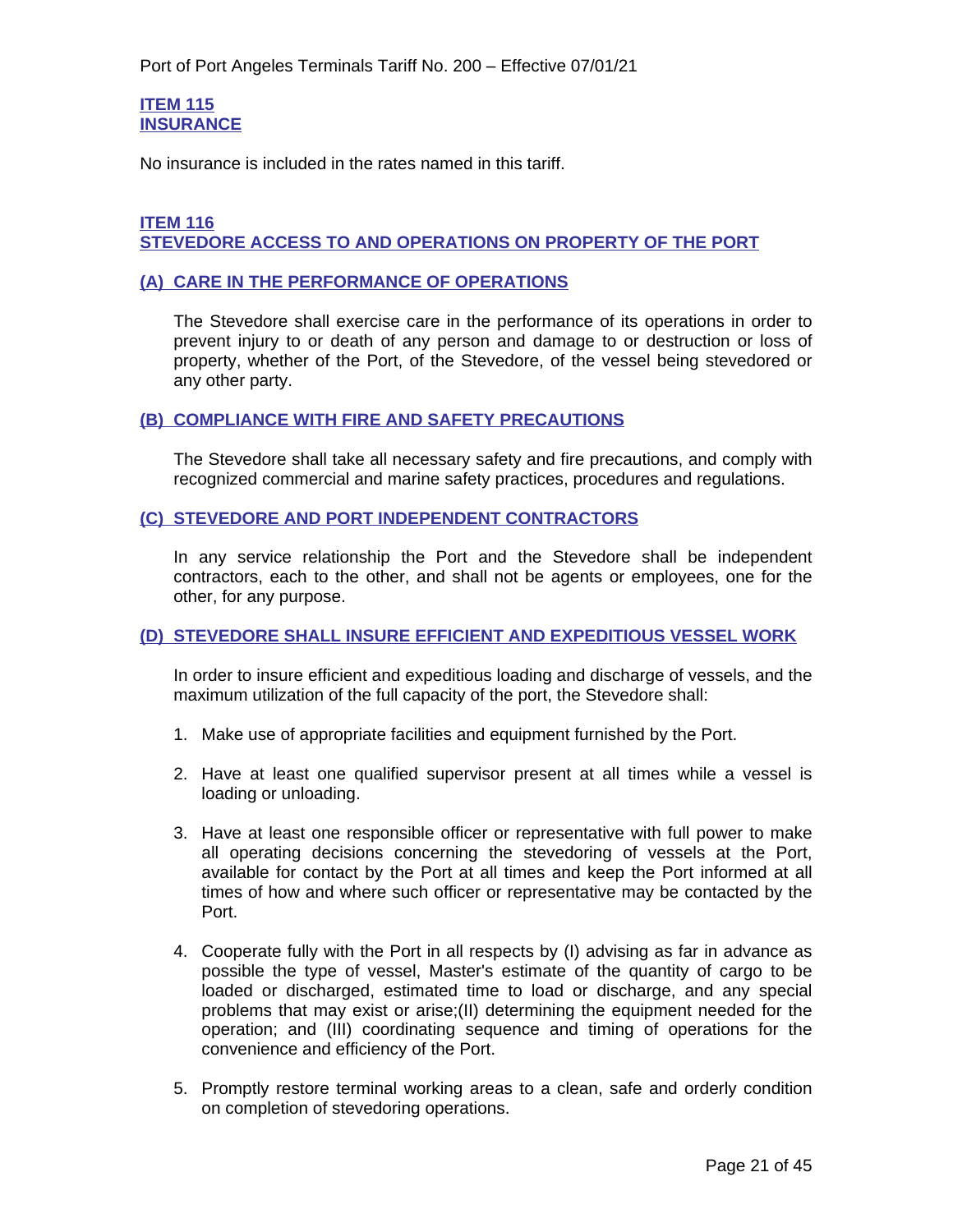## ITEM 115
## INSURANCE

No insurance is included in the rates named in this tariff.

## ITEM 116
## STEVEDORE ACCESS TO AND OPERATIONS ON PROPERTY OF THE PORT

### (A) CARE IN THE PERFORMANCE OF OPERATIONS

The Stevedore shall exercise care in the performance of its operations in order to prevent injury to or death of any person and damage to or destruction or loss of property, whether of the Port, of the Stevedore, of the vessel being stevedored or any other party.

### (B) COMPLIANCE WITH FIRE AND SAFETY PRECAUTIONS

The Stevedore shall take all necessary safety and fire precautions, and comply with recognized commercial and marine safety practices, procedures and regulations.

### (C) STEVEDORE AND PORT INDEPENDENT CONTRACTORS

In any service relationship the Port and the Stevedore shall be independent contractors, each to the other, and shall not be agents or employees, one for the other, for any purpose.

### (D) STEVEDORE SHALL INSURE EFFICIENT AND EXPEDITIOUS VESSEL WORK

In order to insure efficient and expeditious loading and discharge of vessels, and the maximum utilization of the full capacity of the port, the Stevedore shall:

1. Make use of appropriate facilities and equipment furnished by the Port.

2. Have at least one qualified supervisor present at all times while a vessel is loading or unloading.

3. Have at least one responsible officer or representative with full power to make all operating decisions concerning the stevedoring of vessels at the Port, available for contact by the Port at all times and keep the Port informed at all times of how and where such officer or representative may be contacted by the Port.

4. Cooperate fully with the Port in all respects by (I) advising as far in advance as possible the type of vessel, Master's estimate of the quantity of cargo to be loaded or discharged, estimated time to load or discharge, and any special problems that may exist or arise;(II) determining the equipment needed for the operation; and (III) coordinating sequence and timing of operations for the convenience and efficiency of the Port.

5. Promptly restore terminal working areas to a clean, safe and orderly condition on completion of stevedoring operations.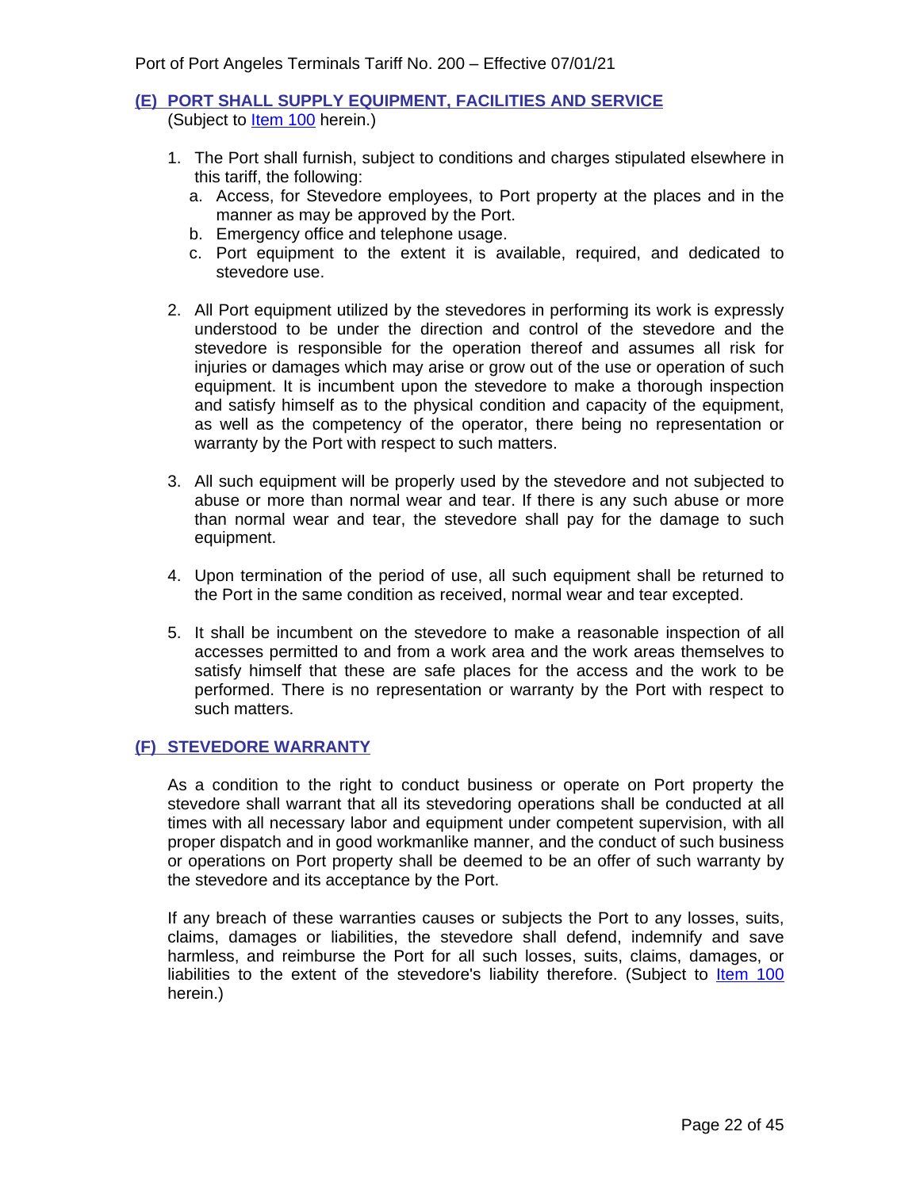## (E) PORT SHALL SUPPLY EQUIPMENT, FACILITIES AND SERVICE

(Subject to Item 100 herein.)

1. The Port shall furnish, subject to conditions and charges stipulated elsewhere in this tariff, the following:
   a. Access, for Stevedore employees, to Port property at the places and in the manner as may be approved by the Port.
   b. Emergency office and telephone usage.
   c. Port equipment to the extent it is available, required, and dedicated to stevedore use.

2. All Port equipment utilized by the stevedores in performing its work is expressly understood to be under the direction and control of the stevedore and the stevedore is responsible for the operation thereof and assumes all risk for injuries or damages which may arise or grow out of the use or operation of such equipment. It is incumbent upon the stevedore to make a thorough inspection and satisfy himself as to the physical condition and capacity of the equipment, as well as the competency of the operator, there being no representation or warranty by the Port with respect to such matters.

3. All such equipment will be properly used by the stevedore and not subjected to abuse or more than normal wear and tear. If there is any such abuse or more than normal wear and tear, the stevedore shall pay for the damage to such equipment.

4. Upon termination of the period of use, all such equipment shall be returned to the Port in the same condition as received, normal wear and tear excepted.

5. It shall be incumbent on the stevedore to make a reasonable inspection of all accesses permitted to and from a work area and the work areas themselves to satisfy himself that these are safe places for the access and the work to be performed. There is no representation or warranty by the Port with respect to such matters.

## (F) STEVEDORE WARRANTY

As a condition to the right to conduct business or operate on Port property the stevedore shall warrant that all its stevedoring operations shall be conducted at all times with all necessary labor and equipment under competent supervision, with all proper dispatch and in good workmanlike manner, and the conduct of such business or operations on Port property shall be deemed to be an offer of such warranty by the stevedore and its acceptance by the Port.

If any breach of these warranties causes or subjects the Port to any losses, suits, claims, damages or liabilities, the stevedore shall defend, indemnify and save harmless, and reimburse the Port for all such losses, suits, claims, damages, or liabilities to the extent of the stevedore's liability therefore. (Subject to Item 100 herein.)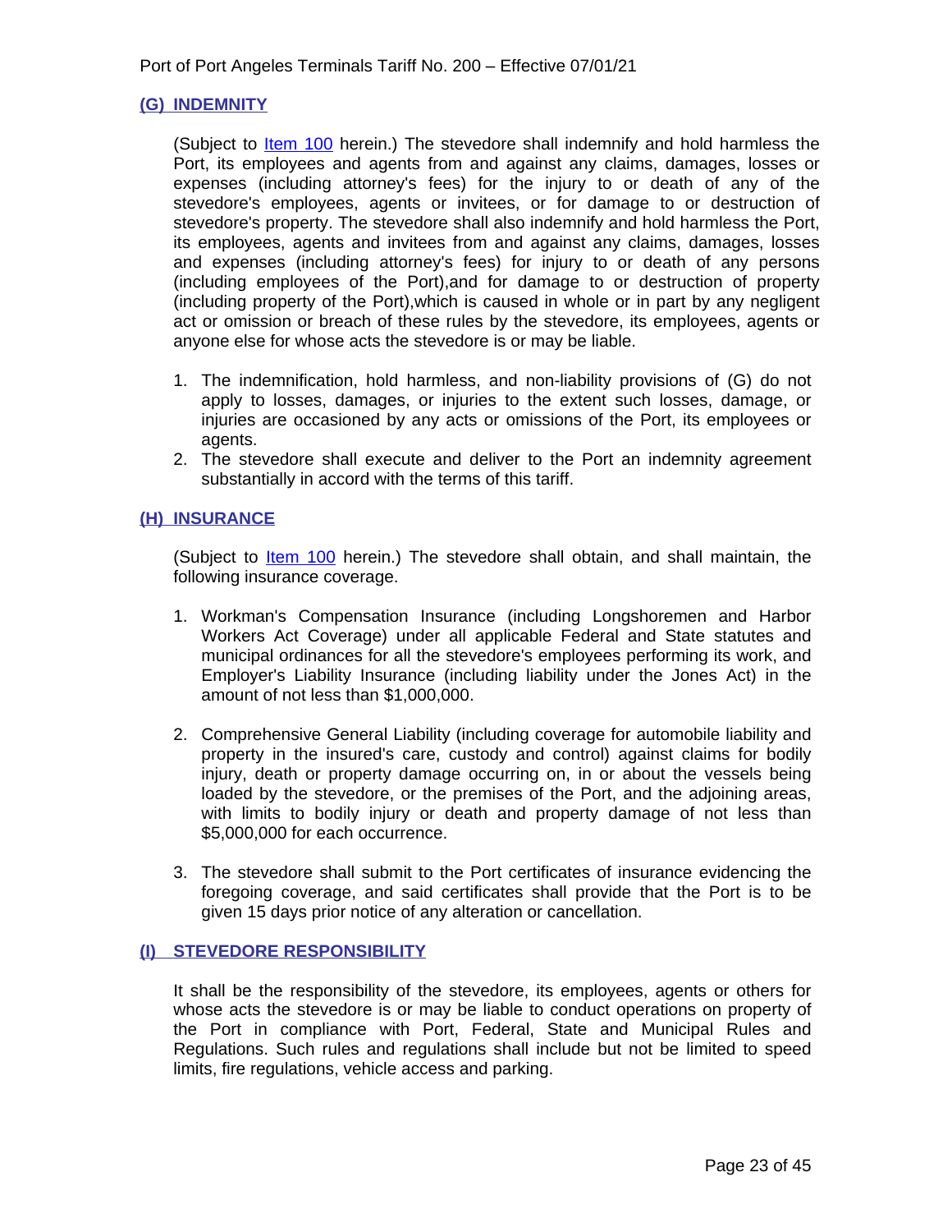## (G) INDEMNITY

(Subject to Item 100 herein.) The stevedore shall indemnify and hold harmless the Port, its employees and agents from and against any claims, damages, losses or expenses (including attorney's fees) for the injury to or death of any of the stevedore's employees, agents or invitees, or for damage to or destruction of stevedore's property. The stevedore shall also indemnify and hold harmless the Port, its employees, agents and invitees from and against any claims, damages, losses and expenses (including attorney's fees) for injury to or death of any persons (including employees of the Port),and for damage to or destruction of property (including property of the Port),which is caused in whole or in part by any negligent act or omission or breach of these rules by the stevedore, its employees, agents or anyone else for whose acts the stevedore is or may be liable.

1. The indemnification, hold harmless, and non-liability provisions of (G) do not apply to losses, damages, or injuries to the extent such losses, damage, or injuries are occasioned by any acts or omissions of the Port, its employees or agents.
2. The stevedore shall execute and deliver to the Port an indemnity agreement substantially in accord with the terms of this tariff.

## (H) INSURANCE

(Subject to Item 100 herein.) The stevedore shall obtain, and shall maintain, the following insurance coverage.

1. Workman's Compensation Insurance (including Longshoremen and Harbor Workers Act Coverage) under all applicable Federal and State statutes and municipal ordinances for all the stevedore's employees performing its work, and Employer's Liability Insurance (including liability under the Jones Act) in the amount of not less than $1,000,000.

2. Comprehensive General Liability (including coverage for automobile liability and property in the insured's care, custody and control) against claims for bodily injury, death or property damage occurring on, in or about the vessels being loaded by the stevedore, or the premises of the Port, and the adjoining areas, with limits to bodily injury or death and property damage of not less than $5,000,000 for each occurrence.

3. The stevedore shall submit to the Port certificates of insurance evidencing the foregoing coverage, and said certificates shall provide that the Port is to be given 15 days prior notice of any alteration or cancellation.

## (I) STEVEDORE RESPONSIBILITY

It shall be the responsibility of the stevedore, its employees, agents or others for whose acts the stevedore is or may be liable to conduct operations on property of the Port in compliance with Port, Federal, State and Municipal Rules and Regulations. Such rules and regulations shall include but not be limited to speed limits, fire regulations, vehicle access and parking.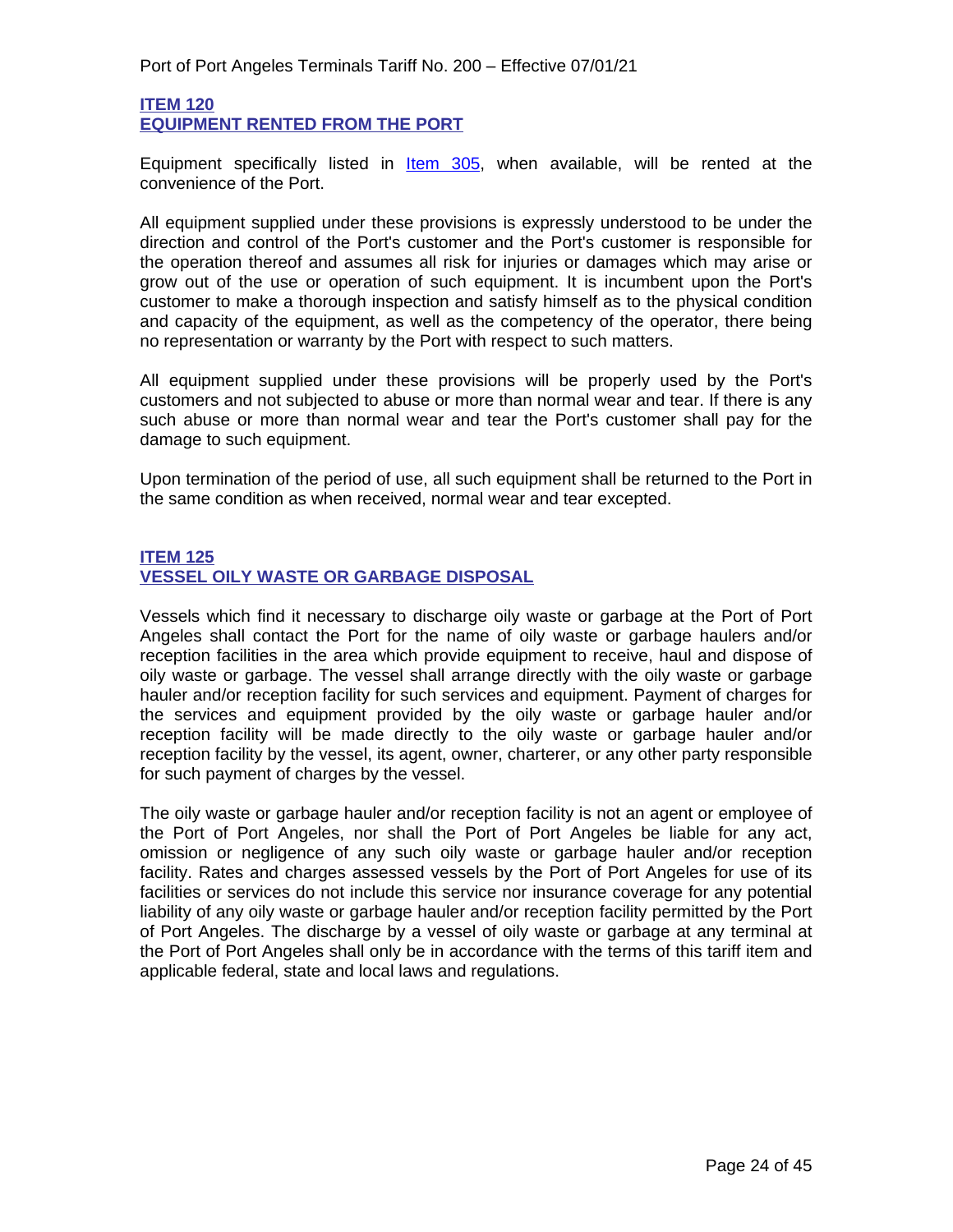## ITEM 120
## EQUIPMENT RENTED FROM THE PORT

Equipment specifically listed in Item 305, when available, will be rented at the convenience of the Port.

All equipment supplied under these provisions is expressly understood to be under the direction and control of the Port's customer and the Port's customer is responsible for the operation thereof and assumes all risk for injuries or damages which may arise or grow out of the use or operation of such equipment. It is incumbent upon the Port's customer to make a thorough inspection and satisfy himself as to the physical condition and capacity of the equipment, as well as the competency of the operator, there being no representation or warranty by the Port with respect to such matters.

All equipment supplied under these provisions will be properly used by the Port's customers and not subjected to abuse or more than normal wear and tear. If there is any such abuse or more than normal wear and tear the Port's customer shall pay for the damage to such equipment.

Upon termination of the period of use, all such equipment shall be returned to the Port in the same condition as when received, normal wear and tear excepted.

## ITEM 125
## VESSEL OILY WASTE OR GARBAGE DISPOSAL

Vessels which find it necessary to discharge oily waste or garbage at the Port of Port Angeles shall contact the Port for the name of oily waste or garbage haulers and/or reception facilities in the area which provide equipment to receive, haul and dispose of oily waste or garbage. The vessel shall arrange directly with the oily waste or garbage hauler and/or reception facility for such services and equipment. Payment of charges for the services and equipment provided by the oily waste or garbage hauler and/or reception facility will be made directly to the oily waste or garbage hauler and/or reception facility by the vessel, its agent, owner, charterer, or any other party responsible for such payment of charges by the vessel.

The oily waste or garbage hauler and/or reception facility is not an agent or employee of the Port of Port Angeles, nor shall the Port of Port Angeles be liable for any act, omission or negligence of any such oily waste or garbage hauler and/or reception facility. Rates and charges assessed vessels by the Port of Port Angeles for use of its facilities or services do not include this service nor insurance coverage for any potential liability of any oily waste or garbage hauler and/or reception facility permitted by the Port of Port Angeles. The discharge by a vessel of oily waste or garbage at any terminal at the Port of Port Angeles shall only be in accordance with the terms of this tariff item and applicable federal, state and local laws and regulations.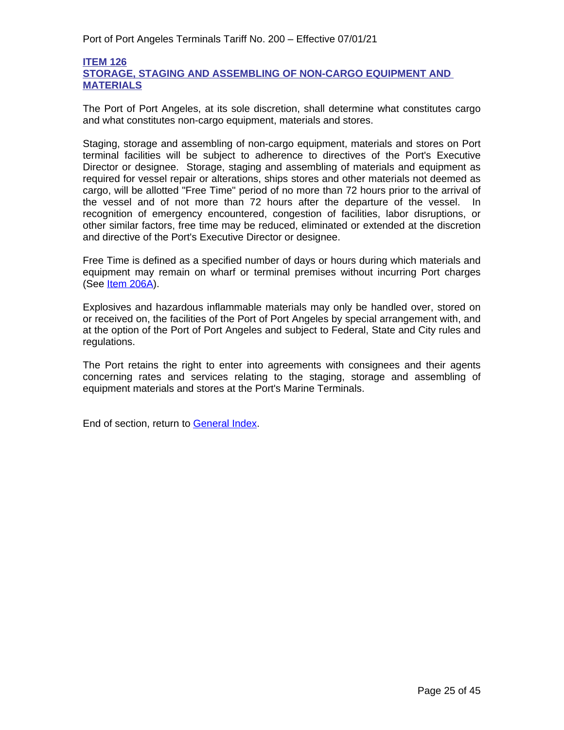## ITEM 126
## STORAGE, STAGING AND ASSEMBLING OF NON-CARGO EQUIPMENT AND MATERIALS

The Port of Port Angeles, at its sole discretion, shall determine what constitutes cargo and what constitutes non-cargo equipment, materials and stores.

Staging, storage and assembling of non-cargo equipment, materials and stores on Port terminal facilities will be subject to adherence to directives of the Port's Executive Director or designee. Storage, staging and assembling of materials and equipment as required for vessel repair or alterations, ships stores and other materials not deemed as cargo, will be allotted "Free Time" period of no more than 72 hours prior to the arrival of the vessel and of not more than 72 hours after the departure of the vessel. In recognition of emergency encountered, congestion of facilities, labor disruptions, or other similar factors, free time may be reduced, eliminated or extended at the discretion and directive of the Port's Executive Director or designee.

Free Time is defined as a specified number of days or hours during which materials and equipment may remain on wharf or terminal premises without incurring Port charges (See Item 206A).

Explosives and hazardous inflammable materials may only be handled over, stored on or received on, the facilities of the Port of Port Angeles by special arrangement with, and at the option of the Port of Port Angeles and subject to Federal, State and City rules and regulations.

The Port retains the right to enter into agreements with consignees and their agents concerning rates and services relating to the staging, storage and assembling of equipment materials and stores at the Port's Marine Terminals.

End of section, return to General Index.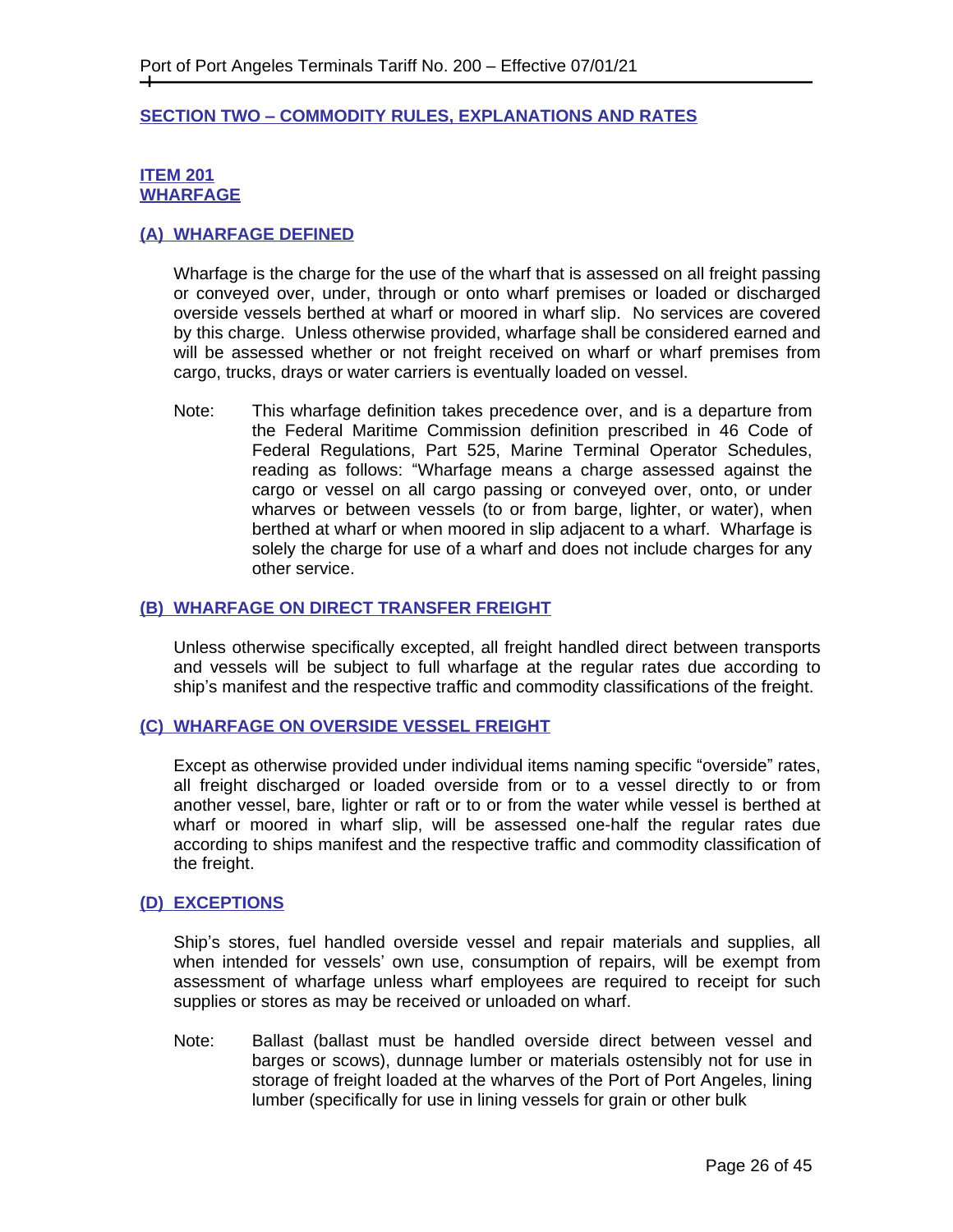## SECTION TWO – COMMODITY RULES, EXPLANATIONS AND RATES

### ITEM 201
### WHARFAGE

#### (A) WHARFAGE DEFINED

Wharfage is the charge for the use of the wharf that is assessed on all freight passing or conveyed over, under, through or onto wharf premises or loaded or discharged overside vessels berthed at wharf or moored in wharf slip. No services are covered by this charge. Unless otherwise provided, wharfage shall be considered earned and will be assessed whether or not freight received on wharf or wharf premises from cargo, trucks, drays or water carriers is eventually loaded on vessel.

Note: This wharfage definition takes precedence over, and is a departure from the Federal Maritime Commission definition prescribed in 46 Code of Federal Regulations, Part 525, Marine Terminal Operator Schedules, reading as follows: "Wharfage means a charge assessed against the cargo or vessel on all cargo passing or conveyed over, onto, or under wharves or between vessels (to or from barge, lighter, or water), when berthed at wharf or when moored in slip adjacent to a wharf. Wharfage is solely the charge for use of a wharf and does not include charges for any other service.

#### (B) WHARFAGE ON DIRECT TRANSFER FREIGHT

Unless otherwise specifically excepted, all freight handled direct between transports and vessels will be subject to full wharfage at the regular rates due according to ship's manifest and the respective traffic and commodity classifications of the freight.

#### (C) WHARFAGE ON OVERSIDE VESSEL FREIGHT

Except as otherwise provided under individual items naming specific "overside" rates, all freight discharged or loaded overside from or to a vessel directly to or from another vessel, bare, lighter or raft or to or from the water while vessel is berthed at wharf or moored in wharf slip, will be assessed one-half the regular rates due according to ships manifest and the respective traffic and commodity classification of the freight.

#### (D) EXCEPTIONS

Ship's stores, fuel handled overside vessel and repair materials and supplies, all when intended for vessels' own use, consumption of repairs, will be exempt from assessment of wharfage unless wharf employees are required to receipt for such supplies or stores as may be received or unloaded on wharf.

Note: Ballast (ballast must be handled overside direct between vessel and barges or scows), dunnage lumber or materials ostensibly not for use in storage of freight loaded at the wharves of the Port of Port Angeles, lining lumber (specifically for use in lining vessels for grain or other bulk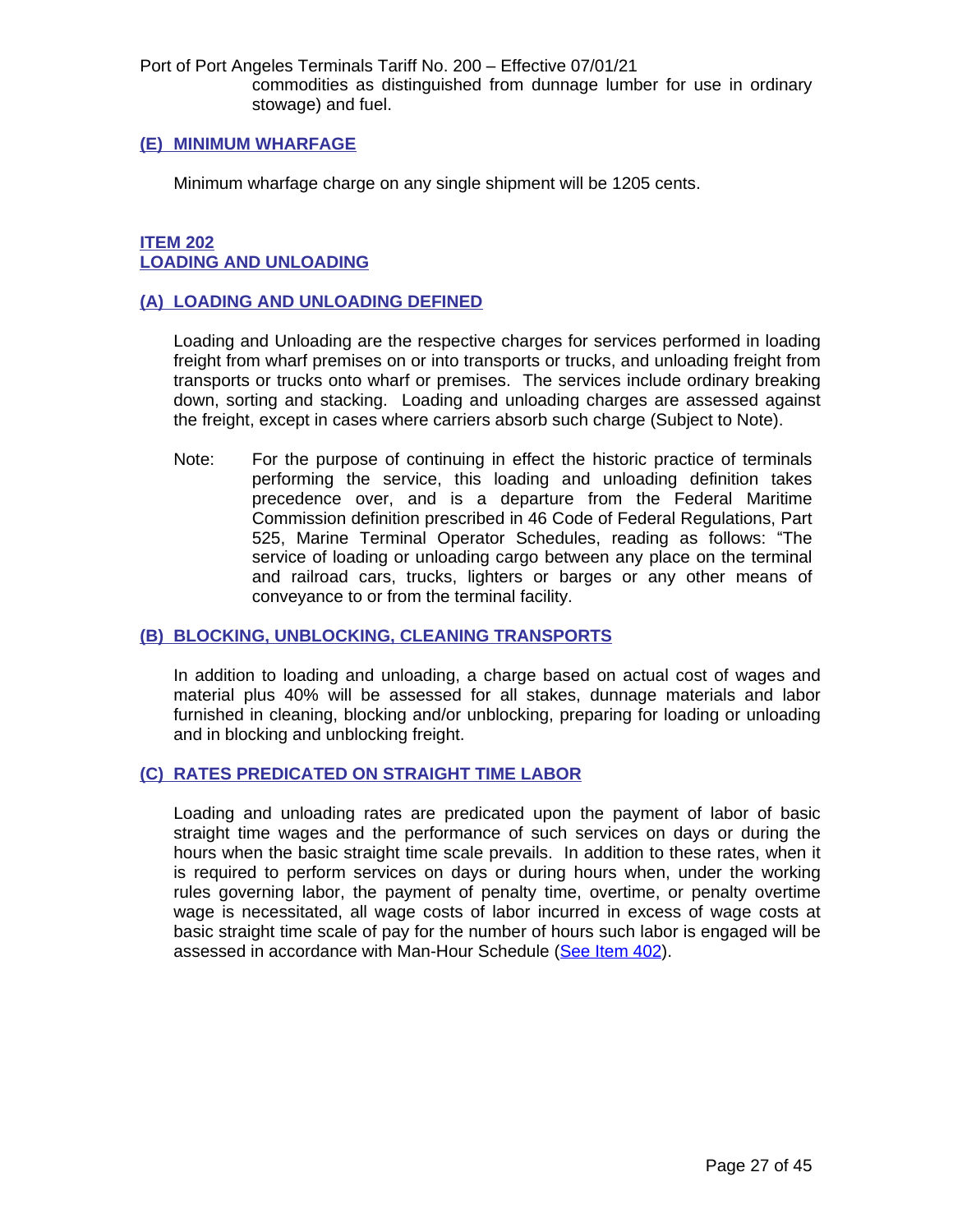commodities as distinguished from dunnage lumber for use in ordinary stowage) and fuel.

### (E) MINIMUM WHARFAGE

Minimum wharfage charge on any single shipment will be 1205 cents.

## ITEM 202
## LOADING AND UNLOADING

### (A) LOADING AND UNLOADING DEFINED

Loading and Unloading are the respective charges for services performed in loading freight from wharf premises on or into transports or trucks, and unloading freight from transports or trucks onto wharf or premises. The services include ordinary breaking down, sorting and stacking. Loading and unloading charges are assessed against the freight, except in cases where carriers absorb such charge (Subject to Note).

Note: For the purpose of continuing in effect the historic practice of terminals performing the service, this loading and unloading definition takes precedence over, and is a departure from the Federal Maritime Commission definition prescribed in 46 Code of Federal Regulations, Part 525, Marine Terminal Operator Schedules, reading as follows: "The service of loading or unloading cargo between any place on the terminal and railroad cars, trucks, lighters or barges or any other means of conveyance to or from the terminal facility.

### (B) BLOCKING, UNBLOCKING, CLEANING TRANSPORTS

In addition to loading and unloading, a charge based on actual cost of wages and material plus 40% will be assessed for all stakes, dunnage materials and labor furnished in cleaning, blocking and/or unblocking, preparing for loading or unloading and in blocking and unblocking freight.

### (C) RATES PREDICATED ON STRAIGHT TIME LABOR

Loading and unloading rates are predicated upon the payment of labor of basic straight time wages and the performance of such services on days or during the hours when the basic straight time scale prevails. In addition to these rates, when it is required to perform services on days or during hours when, under the working rules governing labor, the payment of penalty time, overtime, or penalty overtime wage is necessitated, all wage costs of labor incurred in excess of wage costs at basic straight time scale of pay for the number of hours such labor is engaged will be assessed in accordance with Man-Hour Schedule (See Item 402).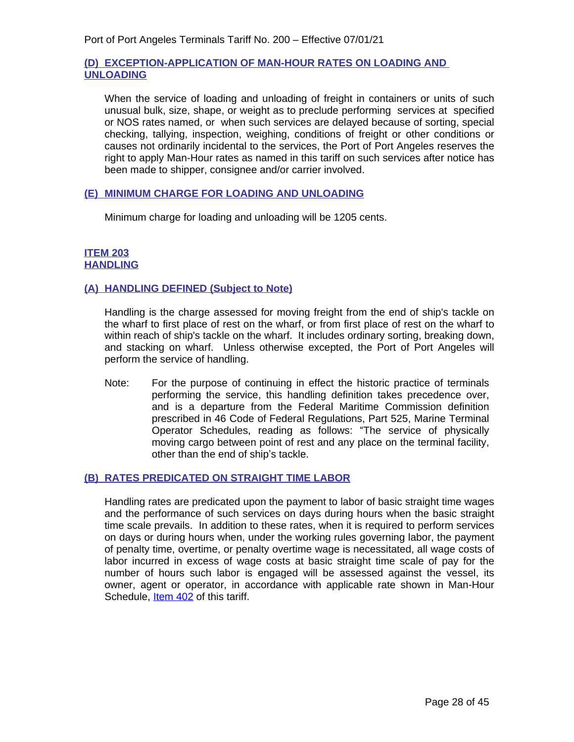### (D) EXCEPTION-APPLICATION OF MAN-HOUR RATES ON LOADING AND UNLOADING

When the service of loading and unloading of freight in containers or units of such unusual bulk, size, shape, or weight as to preclude performing services at specified or NOS rates named, or when such services are delayed because of sorting, special checking, tallying, inspection, weighing, conditions of freight or other conditions or causes not ordinarily incidental to the services, the Port of Port Angeles reserves the right to apply Man-Hour rates as named in this tariff on such services after notice has been made to shipper, consignee and/or carrier involved.

### (E) MINIMUM CHARGE FOR LOADING AND UNLOADING

Minimum charge for loading and unloading will be 1205 cents.

## ITEM 203 HANDLING

### (A) HANDLING DEFINED (Subject to Note)

Handling is the charge assessed for moving freight from the end of ship's tackle on the wharf to first place of rest on the wharf, or from first place of rest on the wharf to within reach of ship's tackle on the wharf. It includes ordinary sorting, breaking down, and stacking on wharf. Unless otherwise excepted, the Port of Port Angeles will perform the service of handling.

Note: For the purpose of continuing in effect the historic practice of terminals performing the service, this handling definition takes precedence over, and is a departure from the Federal Maritime Commission definition prescribed in 46 Code of Federal Regulations, Part 525, Marine Terminal Operator Schedules, reading as follows: "The service of physically moving cargo between point of rest and any place on the terminal facility, other than the end of ship's tackle.

### (B) RATES PREDICATED ON STRAIGHT TIME LABOR

Handling rates are predicated upon the payment to labor of basic straight time wages and the performance of such services on days during hours when the basic straight time scale prevails. In addition to these rates, when it is required to perform services on days or during hours when, under the working rules governing labor, the payment of penalty time, overtime, or penalty overtime wage is necessitated, all wage costs of labor incurred in excess of wage costs at basic straight time scale of pay for the number of hours such labor is engaged will be assessed against the vessel, its owner, agent or operator, in accordance with applicable rate shown in Man-Hour Schedule, Item 402 of this tariff.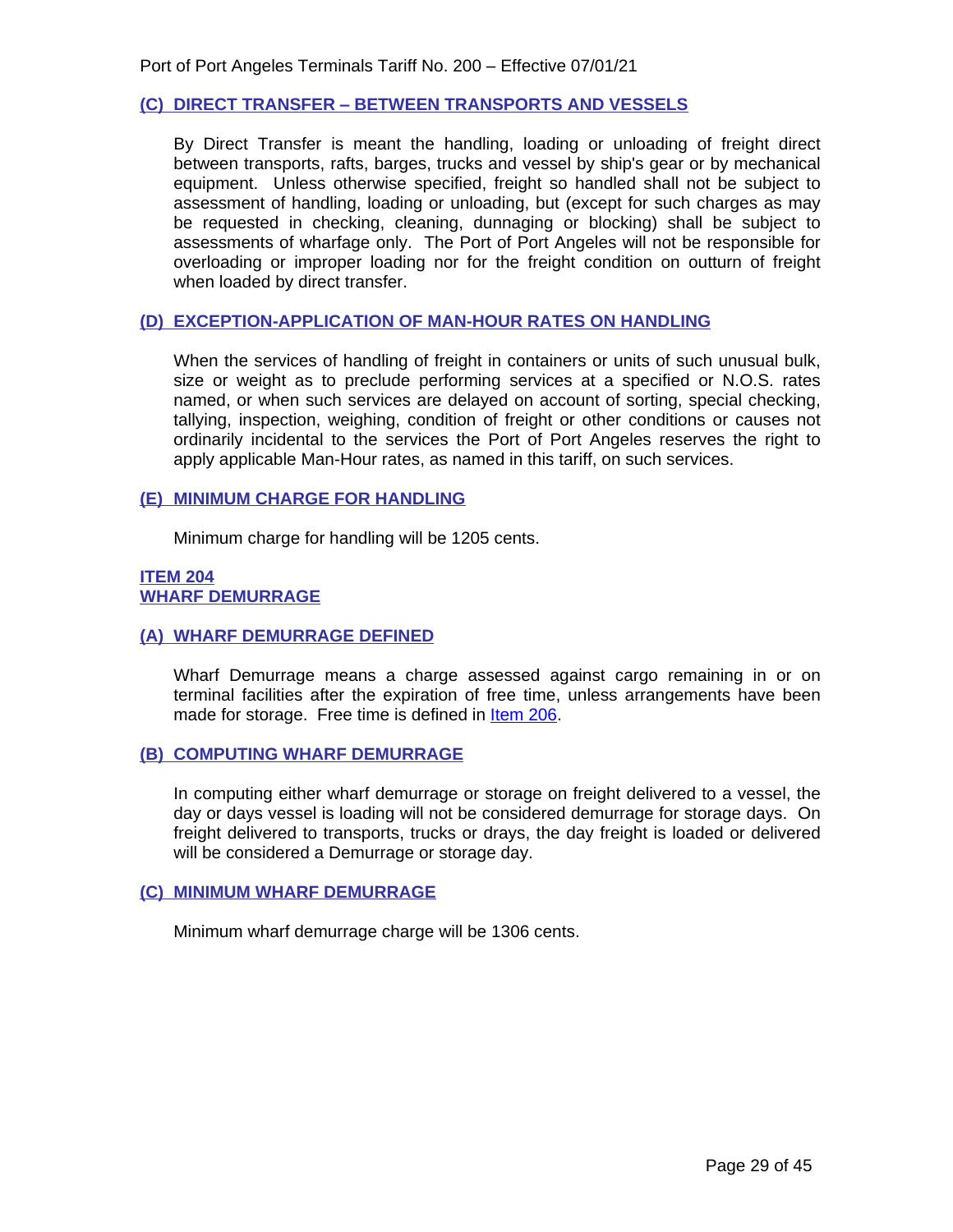### (C) DIRECT TRANSFER – BETWEEN TRANSPORTS AND VESSELS

By Direct Transfer is meant the handling, loading or unloading of freight direct between transports, rafts, barges, trucks and vessel by ship's gear or by mechanical equipment. Unless otherwise specified, freight so handled shall not be subject to assessment of handling, loading or unloading, but (except for such charges as may be requested in checking, cleaning, dunnaging or blocking) shall be subject to assessments of wharfage only. The Port of Port Angeles will not be responsible for overloading or improper loading nor for the freight condition on outturn of freight when loaded by direct transfer.

### (D) EXCEPTION-APPLICATION OF MAN-HOUR RATES ON HANDLING

When the services of handling of freight in containers or units of such unusual bulk, size or weight as to preclude performing services at a specified or N.O.S. rates named, or when such services are delayed on account of sorting, special checking, tallying, inspection, weighing, condition of freight or other conditions or causes not ordinarily incidental to the services the Port of Port Angeles reserves the right to apply applicable Man-Hour rates, as named in this tariff, on such services.

### (E) MINIMUM CHARGE FOR HANDLING

Minimum charge for handling will be 1205 cents.

## ITEM 204
## WHARF DEMURRAGE

### (A) WHARF DEMURRAGE DEFINED

Wharf Demurrage means a charge assessed against cargo remaining in or on terminal facilities after the expiration of free time, unless arrangements have been made for storage. Free time is defined in Item 206.

### (B) COMPUTING WHARF DEMURRAGE

In computing either wharf demurrage or storage on freight delivered to a vessel, the day or days vessel is loading will not be considered demurrage for storage days. On freight delivered to transports, trucks or drays, the day freight is loaded or delivered will be considered a Demurrage or storage day.

### (C) MINIMUM WHARF DEMURRAGE

Minimum wharf demurrage charge will be 1306 cents.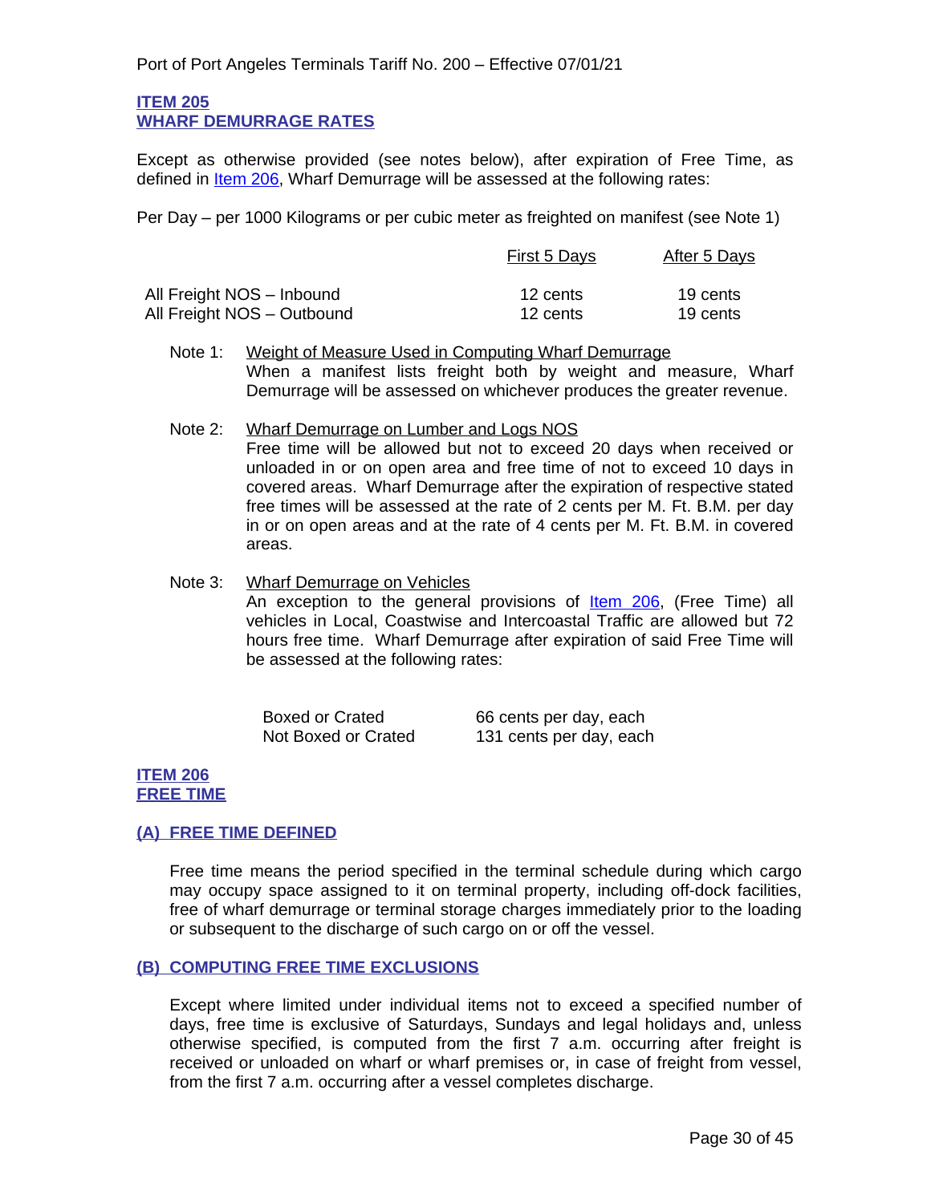## ITEM 205
## WHARF DEMURRAGE RATES

Except as otherwise provided (see notes below), after expiration of Free Time, as defined in Item 206, Wharf Demurrage will be assessed at the following rates:

Per Day – per 1000 Kilograms or per cubic meter as freighted on manifest (see Note 1)

| | First 5 Days | After 5 Days |
|---|---|---|
| All Freight NOS – Inbound | 12 cents | 19 cents |
| All Freight NOS – Outbound | 12 cents | 19 cents |

Note 1: Weight of Measure Used in Computing Wharf Demurrage
When a manifest lists freight both by weight and measure, Wharf Demurrage will be assessed on whichever produces the greater revenue.

Note 2: Wharf Demurrage on Lumber and Logs NOS
Free time will be allowed but not to exceed 20 days when received or unloaded in or on open area and free time of not to exceed 10 days in covered areas. Wharf Demurrage after the expiration of respective stated free times will be assessed at the rate of 2 cents per M. Ft. B.M. per day in or on open areas and at the rate of 4 cents per M. Ft. B.M. in covered areas.

Note 3: Wharf Demurrage on Vehicles
An exception to the general provisions of Item 206, (Free Time) all vehicles in Local, Coastwise and Intercoastal Traffic are allowed but 72 hours free time. Wharf Demurrage after expiration of said Free Time will be assessed at the following rates:

| | |
|---|---|
| Boxed or Crated | 66 cents per day, each |
| Not Boxed or Crated | 131 cents per day, each |

## ITEM 206
## FREE TIME

### (A) FREE TIME DEFINED

Free time means the period specified in the terminal schedule during which cargo may occupy space assigned to it on terminal property, including off-dock facilities, free of wharf demurrage or terminal storage charges immediately prior to the loading or subsequent to the discharge of such cargo on or off the vessel.

### (B) COMPUTING FREE TIME EXCLUSIONS

Except where limited under individual items not to exceed a specified number of days, free time is exclusive of Saturdays, Sundays and legal holidays and, unless otherwise specified, is computed from the first 7 a.m. occurring after freight is received or unloaded on wharf or wharf premises or, in case of freight from vessel, from the first 7 a.m. occurring after a vessel completes discharge.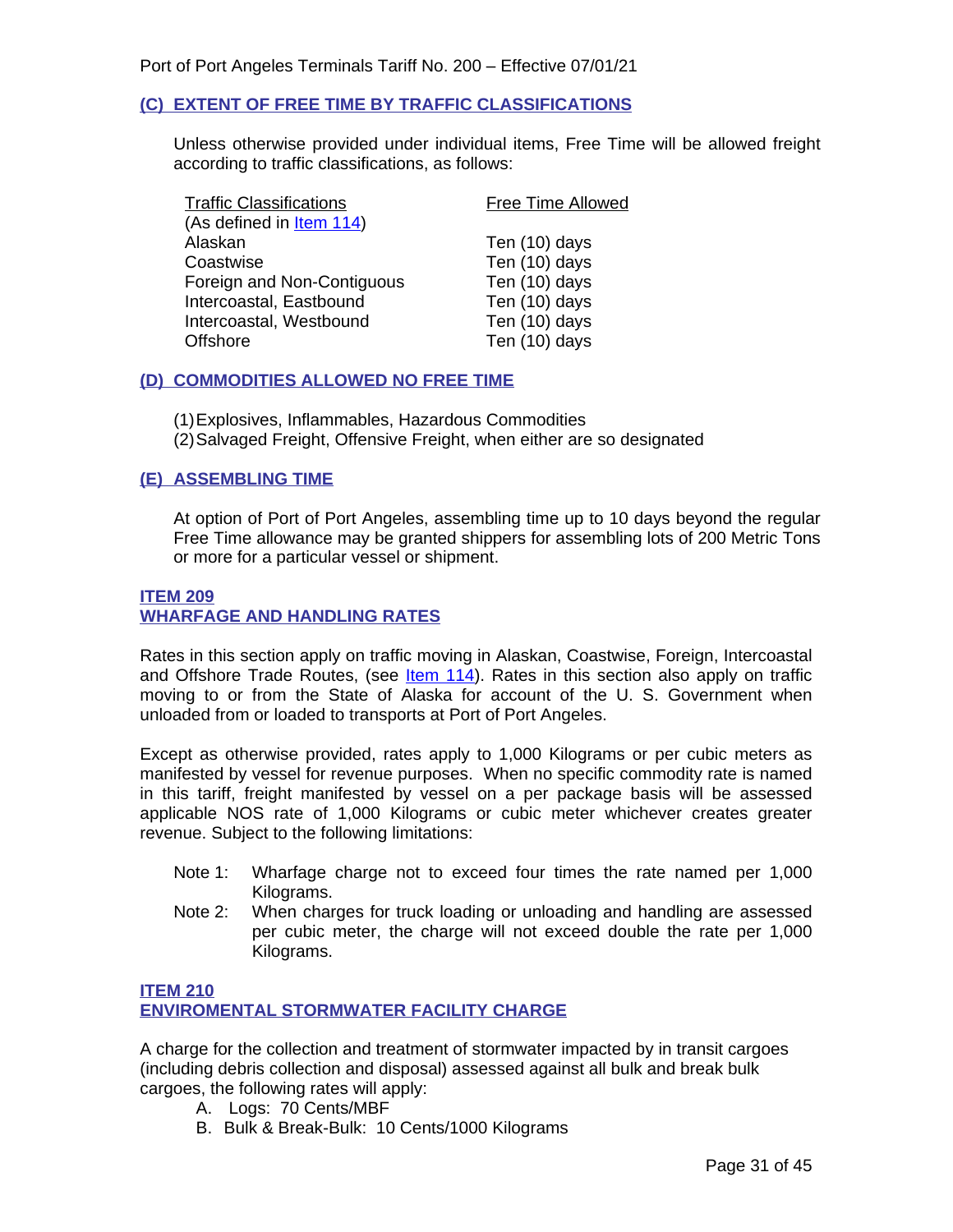### (C) EXTENT OF FREE TIME BY TRAFFIC CLASSIFICATIONS

Unless otherwise provided under individual items, Free Time will be allowed freight according to traffic classifications, as follows:

| Traffic Classifications (As defined in Item 114) | Free Time Allowed |
|---|---|
| Alaskan | Ten (10) days |
| Coastwise | Ten (10) days |
| Foreign and Non-Contiguous | Ten (10) days |
| Intercoastal, Eastbound | Ten (10) days |
| Intercoastal, Westbound | Ten (10) days |
| Offshore | Ten (10) days |

### (D) COMMODITIES ALLOWED NO FREE TIME

(1) Explosives, Inflammables, Hazardous Commodities
(2) Salvaged Freight, Offensive Freight, when either are so designated

### (E) ASSEMBLING TIME

At option of Port of Port Angeles, assembling time up to 10 days beyond the regular Free Time allowance may be granted shippers for assembling lots of 200 Metric Tons or more for a particular vessel or shipment.

## ITEM 209
## WHARFAGE AND HANDLING RATES

Rates in this section apply on traffic moving in Alaskan, Coastwise, Foreign, Intercoastal and Offshore Trade Routes, (see Item 114). Rates in this section also apply on traffic moving to or from the State of Alaska for account of the U. S. Government when unloaded from or loaded to transports at Port of Port Angeles.

Except as otherwise provided, rates apply to 1,000 Kilograms or per cubic meters as manifested by vessel for revenue purposes. When no specific commodity rate is named in this tariff, freight manifested by vessel on a per package basis will be assessed applicable NOS rate of 1,000 Kilograms or cubic meter whichever creates greater revenue. Subject to the following limitations:

Note 1: Wharfage charge not to exceed four times the rate named per 1,000 Kilograms.

Note 2: When charges for truck loading or unloading and handling are assessed per cubic meter, the charge will not exceed double the rate per 1,000 Kilograms.

## ITEM 210
## ENVIROMENTAL STORMWATER FACILITY CHARGE

A charge for the collection and treatment of stormwater impacted by in transit cargoes (including debris collection and disposal) assessed against all bulk and break bulk cargoes, the following rates will apply:

A. Logs: 70 Cents/MBF
B. Bulk & Break-Bulk: 10 Cents/1000 Kilograms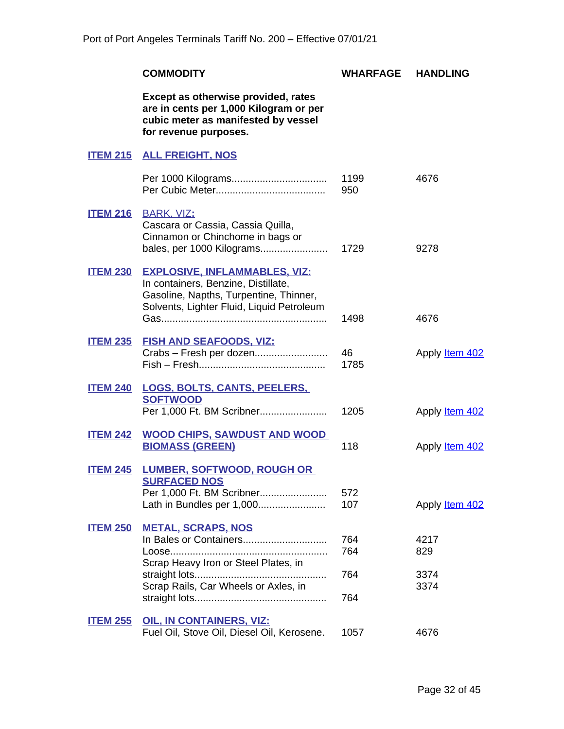| | COMMODITY | WHARFAGE | HANDLING |
|---|---|---|---|
| | **Except as otherwise provided, rates are in cents per 1,000 Kilogram or per cubic meter as manifested by vessel for revenue purposes.** | | |
| **ITEM 215** | **ALL FREIGHT, NOS** | | |
| | Per 1000 Kilograms.................................. | 1199 | 4676 |
| | Per Cubic Meter...................................... | 950 | |
| **ITEM 216** | BARK, VIZ**:** Cascara or Cassia, Cassia Quilla, Cinnamon or Chinchome in bags or bales, per 1000 Kilograms........................ | 1729 | 9278 |
| **ITEM 230** | **EXPLOSIVE, INFLAMMABLES, VIZ:** In containers, Benzine, Distillate, Gasoline, Napths, Turpentine, Thinner, Solvents, Lighter Fluid, Liquid Petroleum Gas.......................................................... | 1498 | 4676 |
| **ITEM 235** | **FISH AND SEAFOODS, VIZ:** | | |
| | Crabs – Fresh per dozen.......................... | 46 | Apply Item 402 |
| | Fish – Fresh............................................. | 1785 | |
| **ITEM 240** | **LOGS, BOLTS, CANTS, PEELERS, SOFTWOOD** Per 1,000 Ft. BM Scribner........................ | 1205 | Apply Item 402 |
| **ITEM 242** | **WOOD CHIPS, SAWDUST AND WOOD BIOMASS (GREEN)** | 118 | Apply Item 402 |
| **ITEM 245** | **LUMBER, SOFTWOOD, ROUGH OR SURFACED NOS** | | |
| | Per 1,000 Ft. BM Scribner........................ | 572 | |
| | Lath in Bundles per 1,000........................ | 107 | Apply Item 402 |
| **ITEM 250** | **METAL, SCRAPS, NOS** | | |
| | In Bales or Containers.............................. | 764 | 4217 |
| | Loose....................................................... | 764 | 829 |
| | Scrap Heavy Iron or Steel Plates, in straight lots.............................................. | 764 | 3374 |
| | Scrap Rails, Car Wheels or Axles, in straight lots.............................................. | 764 | 3374 |
| **ITEM 255** | **OIL, IN CONTAINERS, VIZ:** Fuel Oil, Stove Oil, Diesel Oil, Kerosene. | 1057 | 4676 |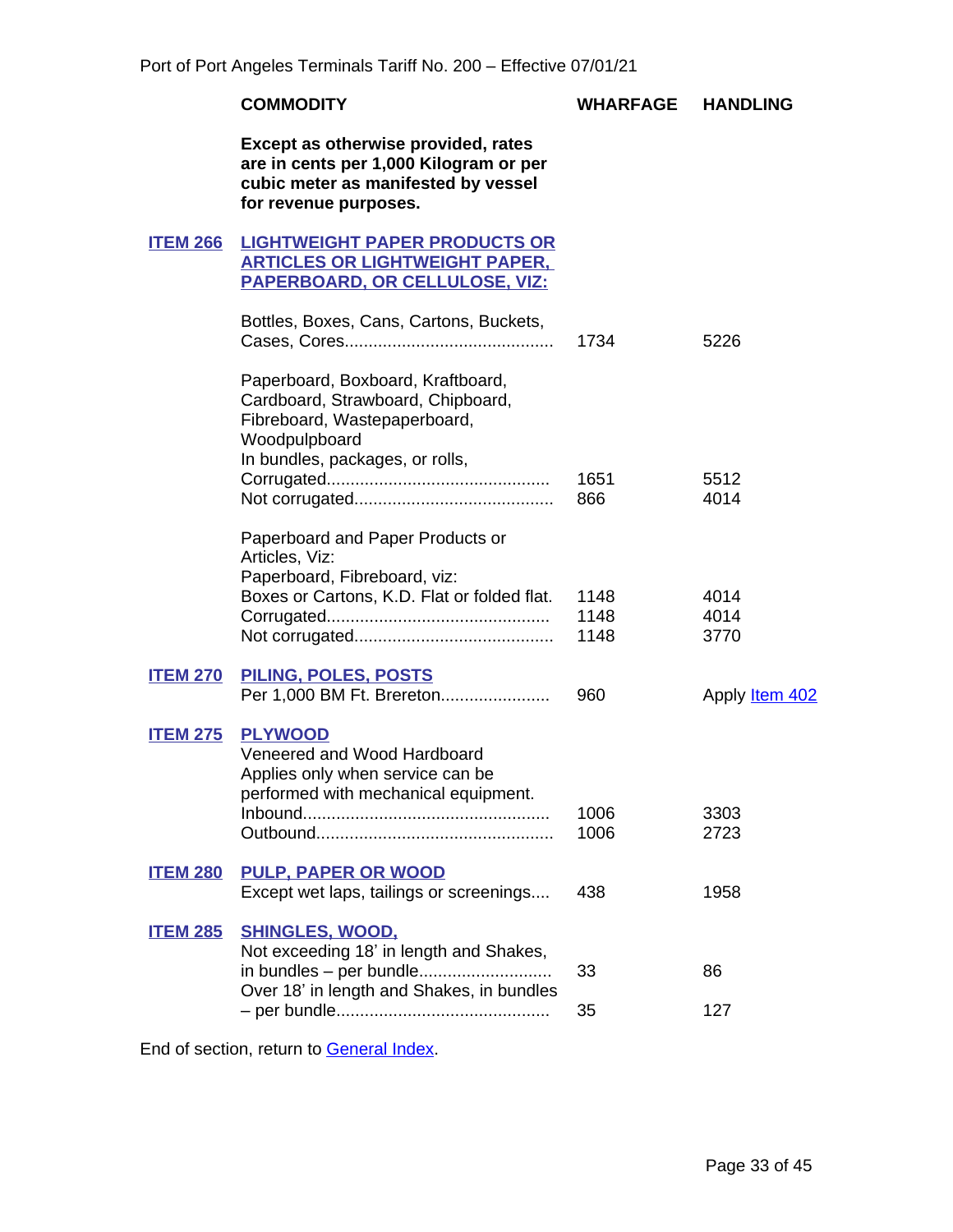| | COMMODITY | WHARFAGE | HANDLING |
|---|---|---|---|
| | **Except as otherwise provided, rates are in cents per 1,000 Kilogram or per cubic meter as manifested by vessel for revenue purposes.** | | |
| **ITEM 266** | **LIGHTWEIGHT PAPER PRODUCTS OR ARTICLES OR LIGHTWEIGHT PAPER, PAPERBOARD, OR CELLULOSE, VIZ:** | | |
| | Bottles, Boxes, Cans, Cartons, Buckets, Cases, Cores........................................... | 1734 | 5226 |
| | Paperboard, Boxboard, Kraftboard, Cardboard, Strawboard, Chipboard, Fibreboard, Wastepaperboard, Woodpulpboard | | |
| | In bundles, packages, or rolls, | | |
| | Corrugated.............................................. | 1651 | 5512 |
| | Not corrugated......................................... | 866 | 4014 |
| | Paperboard and Paper Products or Articles, Viz: | | |
| | Paperboard, Fibreboard, viz: | | |
| | Boxes or Cartons, K.D. Flat or folded flat. | 1148 | 4014 |
| | Corrugated.............................................. | 1148 | 4014 |
| | Not corrugated......................................... | 1148 | 3770 |
| **ITEM 270** | **PILING, POLES, POSTS** | | |
| | Per 1,000 BM Ft. Brereton...................... | 960 | Apply Item 402 |
| **ITEM 275** | **PLYWOOD** | | |
| | Veneered and Wood Hardboard Applies only when service can be performed with mechanical equipment. | | |
| | Inbound................................................... | 1006 | 3303 |
| | Outbound................................................. | 1006 | 2723 |
| **ITEM 280** | **PULP, PAPER OR WOOD** | | |
| | Except wet laps, tailings or screenings.... | 438 | 1958 |
| **ITEM 285** | **SHINGLES, WOOD,** | | |
| | Not exceeding 18' in length and Shakes, in bundles – per bundle........................... | 33 | 86 |
| | Over 18' in length and Shakes, in bundles – per bundle............................................ | 35 | 127 |

End of section, return to General Index.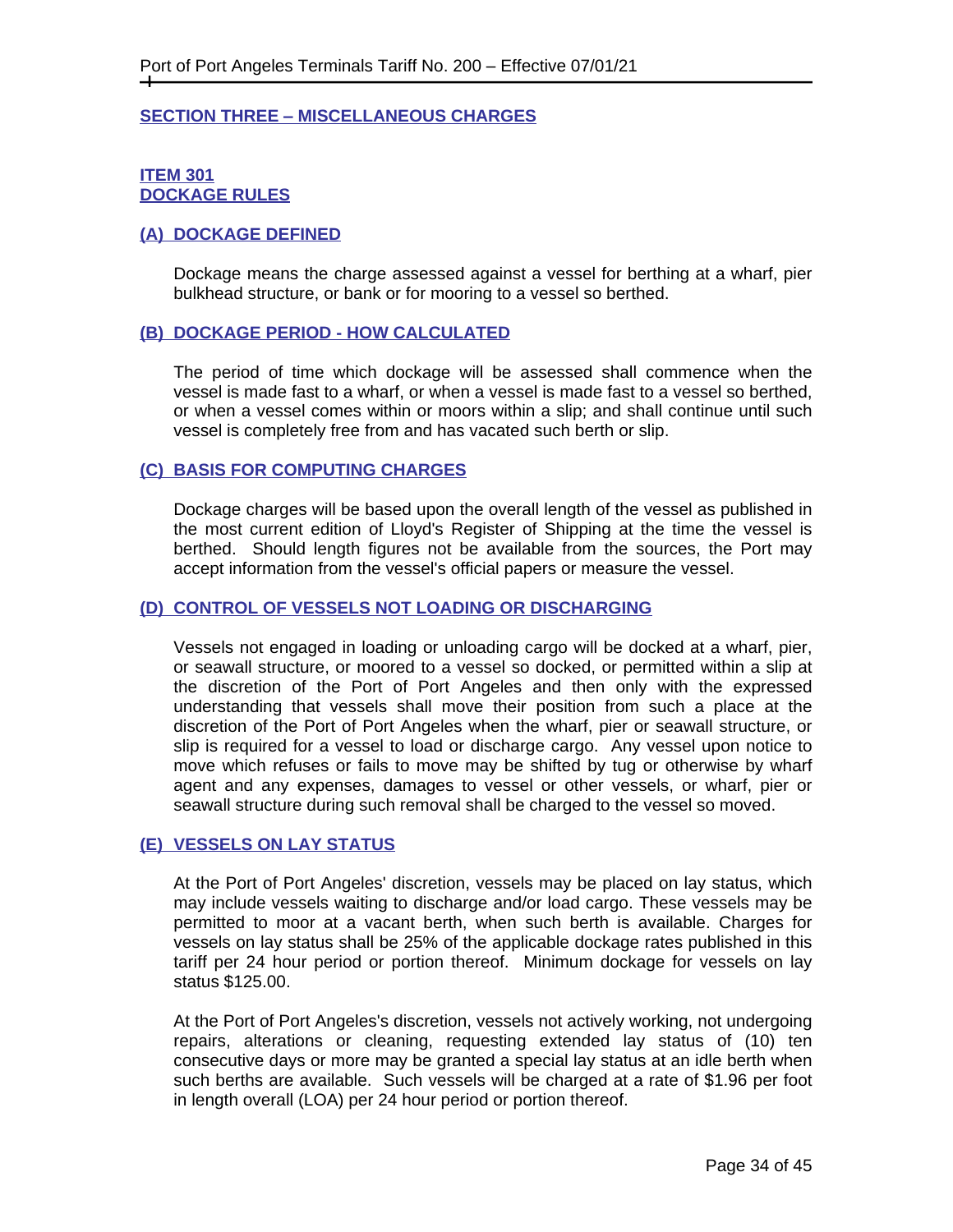## SECTION THREE – MISCELLANEOUS CHARGES

### ITEM 301
### DOCKAGE RULES

#### (A) DOCKAGE DEFINED

Dockage means the charge assessed against a vessel for berthing at a wharf, pier bulkhead structure, or bank or for mooring to a vessel so berthed.

#### (B) DOCKAGE PERIOD - HOW CALCULATED

The period of time which dockage will be assessed shall commence when the vessel is made fast to a wharf, or when a vessel is made fast to a vessel so berthed, or when a vessel comes within or moors within a slip; and shall continue until such vessel is completely free from and has vacated such berth or slip.

#### (C) BASIS FOR COMPUTING CHARGES

Dockage charges will be based upon the overall length of the vessel as published in the most current edition of Lloyd's Register of Shipping at the time the vessel is berthed. Should length figures not be available from the sources, the Port may accept information from the vessel's official papers or measure the vessel.

#### (D) CONTROL OF VESSELS NOT LOADING OR DISCHARGING

Vessels not engaged in loading or unloading cargo will be docked at a wharf, pier, or seawall structure, or moored to a vessel so docked, or permitted within a slip at the discretion of the Port of Port Angeles and then only with the expressed understanding that vessels shall move their position from such a place at the discretion of the Port of Port Angeles when the wharf, pier or seawall structure, or slip is required for a vessel to load or discharge cargo. Any vessel upon notice to move which refuses or fails to move may be shifted by tug or otherwise by wharf agent and any expenses, damages to vessel or other vessels, or wharf, pier or seawall structure during such removal shall be charged to the vessel so moved.

#### (E) VESSELS ON LAY STATUS

At the Port of Port Angeles' discretion, vessels may be placed on lay status, which may include vessels waiting to discharge and/or load cargo. These vessels may be permitted to moor at a vacant berth, when such berth is available. Charges for vessels on lay status shall be 25% of the applicable dockage rates published in this tariff per 24 hour period or portion thereof. Minimum dockage for vessels on lay status $125.00.

At the Port of Port Angeles's discretion, vessels not actively working, not undergoing repairs, alterations or cleaning, requesting extended lay status of (10) ten consecutive days or more may be granted a special lay status at an idle berth when such berths are available. Such vessels will be charged at a rate of $1.96 per foot in length overall (LOA) per 24 hour period or portion thereof.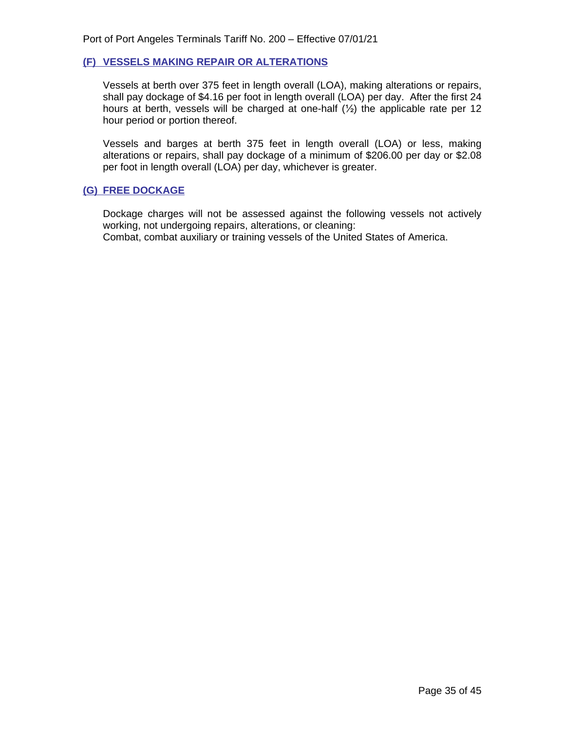## (F) VESSELS MAKING REPAIR OR ALTERATIONS

Vessels at berth over 375 feet in length overall (LOA), making alterations or repairs, shall pay dockage of $4.16 per foot in length overall (LOA) per day. After the first 24 hours at berth, vessels will be charged at one-half (½) the applicable rate per 12 hour period or portion thereof.

Vessels and barges at berth 375 feet in length overall (LOA) or less, making alterations or repairs, shall pay dockage of a minimum of $206.00 per day or $2.08 per foot in length overall (LOA) per day, whichever is greater.

## (G) FREE DOCKAGE

Dockage charges will not be assessed against the following vessels not actively working, not undergoing repairs, alterations, or cleaning:
Combat, combat auxiliary or training vessels of the United States of America.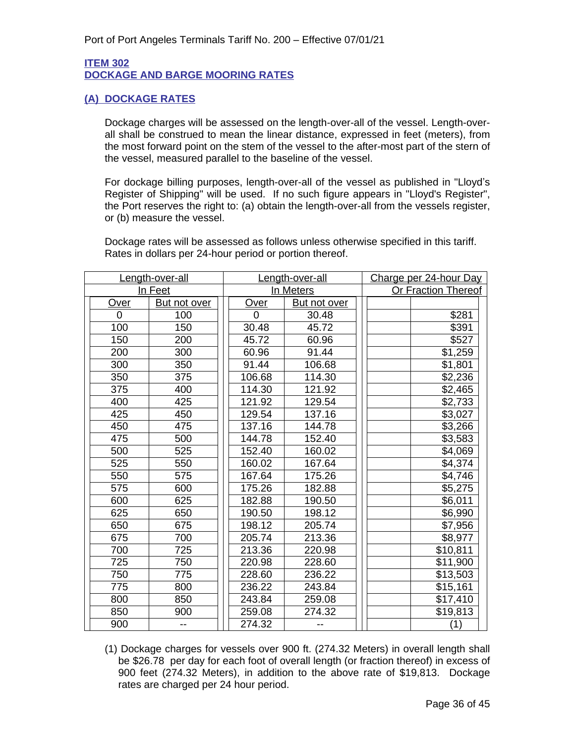## ITEM 302
## DOCKAGE AND BARGE MOORING RATES

### (A) DOCKAGE RATES

Dockage charges will be assessed on the length-over-all of the vessel. Length-over-all shall be construed to mean the linear distance, expressed in feet (meters), from the most forward point on the stem of the vessel to the after-most part of the stern of the vessel, measured parallel to the baseline of the vessel.

For dockage billing purposes, length-over-all of the vessel as published in "Lloyd's Register of Shipping" will be used. If no such figure appears in "Lloyd's Register", the Port reserves the right to: (a) obtain the length-over-all from the vessels register, or (b) measure the vessel.

Dockage rates will be assessed as follows unless otherwise specified in this tariff. Rates in dollars per 24-hour period or portion thereof.

| Length-over-all In Feet | | Length-over-all In Meters | | Charge per 24-hour Day Or Fraction Thereof |
|---|---|---|---|---|
| Over | But not over | Over | But not over | |
| 0 | 100 | 0 | 30.48 | $281 |
| 100 | 150 | 30.48 | 45.72 | $391 |
| 150 | 200 | 45.72 | 60.96 | $527 |
| 200 | 300 | 60.96 | 91.44 | $1,259 |
| 300 | 350 | 91.44 | 106.68 | $1,801 |
| 350 | 375 | 106.68 | 114.30 | $2,236 |
| 375 | 400 | 114.30 | 121.92 | $2,465 |
| 400 | 425 | 121.92 | 129.54 | $2,733 |
| 425 | 450 | 129.54 | 137.16 | $3,027 |
| 450 | 475 | 137.16 | 144.78 | $3,266 |
| 475 | 500 | 144.78 | 152.40 | $3,583 |
| 500 | 525 | 152.40 | 160.02 | $4,069 |
| 525 | 550 | 160.02 | 167.64 | $4,374 |
| 550 | 575 | 167.64 | 175.26 | $4,746 |
| 575 | 600 | 175.26 | 182.88 | $5,275 |
| 600 | 625 | 182.88 | 190.50 | $6,011 |
| 625 | 650 | 190.50 | 198.12 | $6,990 |
| 650 | 675 | 198.12 | 205.74 | $7,956 |
| 675 | 700 | 205.74 | 213.36 | $8,977 |
| 700 | 725 | 213.36 | 220.98 | $10,811 |
| 725 | 750 | 220.98 | 228.60 | $11,900 |
| 750 | 775 | 228.60 | 236.22 | $13,503 |
| 775 | 800 | 236.22 | 243.84 | $15,161 |
| 800 | 850 | 243.84 | 259.08 | $17,410 |
| 850 | 900 | 259.08 | 274.32 | $19,813 |
| 900 | -- | 274.32 | -- | (1) |

(1) Dockage charges for vessels over 900 ft. (274.32 Meters) in overall length shall be $26.78 per day for each foot of overall length (or fraction thereof) in excess of 900 feet (274.32 Meters), in addition to the above rate of $19,813. Dockage rates are charged per 24 hour period.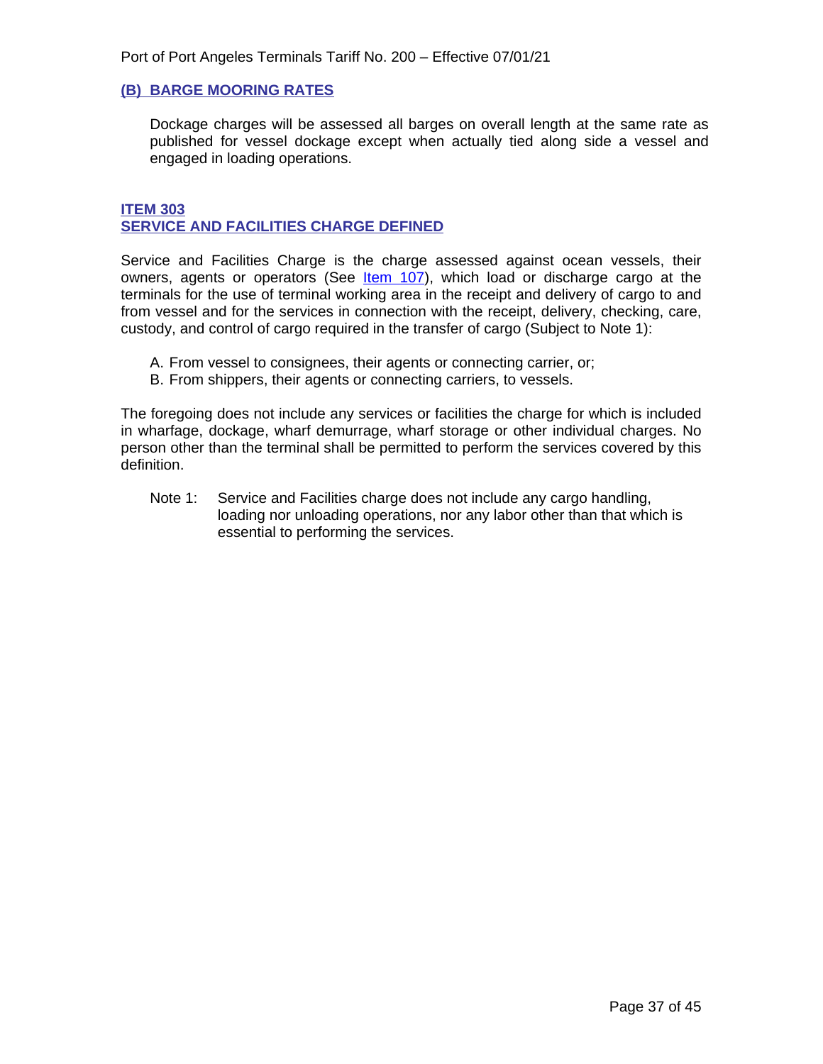### (B) BARGE MOORING RATES

Dockage charges will be assessed all barges on overall length at the same rate as published for vessel dockage except when actually tied along side a vessel and engaged in loading operations.

## ITEM 303
## SERVICE AND FACILITIES CHARGE DEFINED

Service and Facilities Charge is the charge assessed against ocean vessels, their owners, agents or operators (See Item 107), which load or discharge cargo at the terminals for the use of terminal working area in the receipt and delivery of cargo to and from vessel and for the services in connection with the receipt, delivery, checking, care, custody, and control of cargo required in the transfer of cargo (Subject to Note 1):

A. From vessel to consignees, their agents or connecting carrier, or;
B. From shippers, their agents or connecting carriers, to vessels.

The foregoing does not include any services or facilities the charge for which is included in wharfage, dockage, wharf demurrage, wharf storage or other individual charges. No person other than the terminal shall be permitted to perform the services covered by this definition.

Note 1: Service and Facilities charge does not include any cargo handling, loading nor unloading operations, nor any labor other than that which is essential to performing the services.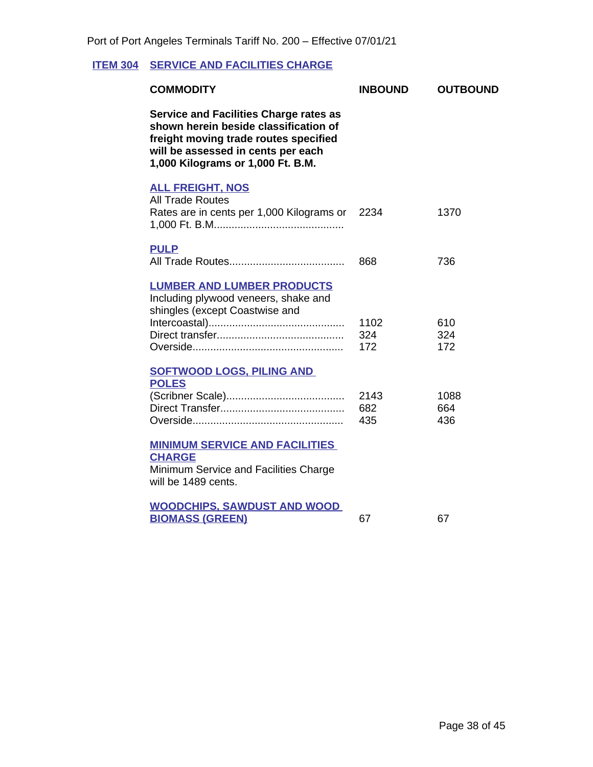## ITEM 304 SERVICE AND FACILITIES CHARGE

| COMMODITY | INBOUND | OUTBOUND |
|---|---|---|
| **Service and Facilities Charge rates as shown herein beside classification of freight moving trade routes specified will be assessed in cents per each 1,000 Kilograms or 1,000 Ft. B.M.** | | |
| **ALL FREIGHT, NOS** | | |
| All Trade Routes | | |
| Rates are in cents per 1,000 Kilograms or 1,000 Ft. B.M.......................................... | 2234 | 1370 |
| **PULP** | | |
| All Trade Routes...................................... | 868 | 736 |
| **LUMBER AND LUMBER PRODUCTS** | | |
| Including plywood veneers, shake and shingles (except Coastwise and Intercoastal)............................................. | 1102 | 610 |
| Direct transfer.......................................... | 324 | 324 |
| Overside.................................................. | 172 | 172 |
| **SOFTWOOD LOGS, PILING AND POLES** | | |
| (Scribner Scale)....................................... | 2143 | 1088 |
| Direct Transfer......................................... | 682 | 664 |
| Overside.................................................. | 435 | 436 |
| **MINIMUM SERVICE AND FACILITIES CHARGE** | | |
| Minimum Service and Facilities Charge will be 1489 cents. | | |
| **WOODCHIPS, SAWDUST AND WOOD BIOMASS (GREEN)** | 67 | 67 |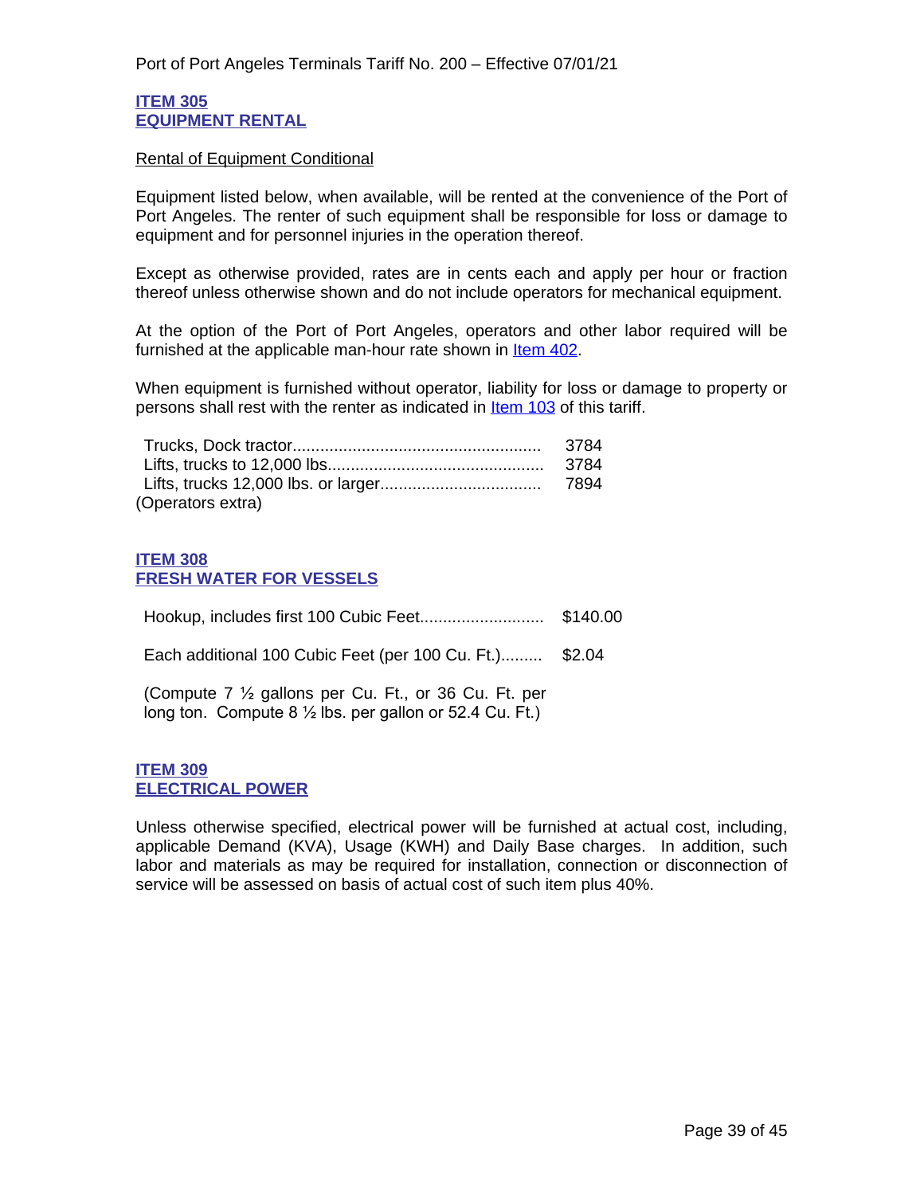## ITEM 305
## EQUIPMENT RENTAL

Rental of Equipment Conditional

Equipment listed below, when available, will be rented at the convenience of the Port of Port Angeles. The renter of such equipment shall be responsible for loss or damage to equipment and for personnel injuries in the operation thereof.

Except as otherwise provided, rates are in cents each and apply per hour or fraction thereof unless otherwise shown and do not include operators for mechanical equipment.

At the option of the Port of Port Angeles, operators and other labor required will be furnished at the applicable man-hour rate shown in Item 402.

When equipment is furnished without operator, liability for loss or damage to property or persons shall rest with the renter as indicated in Item 103 of this tariff.

| Equipment | Rate |
|---|---|
| Trucks, Dock tractor | 3784 |
| Lifts, trucks to 12,000 lbs. | 3784 |
| Lifts, trucks 12,000 lbs. or larger | 7894 |

(Operators extra)

## ITEM 308
## FRESH WATER FOR VESSELS

| Service | Rate |
|---|---|
| Hookup, includes first 100 Cubic Feet | $140.00 |
| Each additional 100 Cubic Feet (per 100 Cu. Ft.) | $2.04 |

(Compute 7 ½ gallons per Cu. Ft., or 36 Cu. Ft. per long ton. Compute 8 ½ lbs. per gallon or 52.4 Cu. Ft.)

## ITEM 309
## ELECTRICAL POWER

Unless otherwise specified, electrical power will be furnished at actual cost, including, applicable Demand (KVA), Usage (KWH) and Daily Base charges. In addition, such labor and materials as may be required for installation, connection or disconnection of service will be assessed on basis of actual cost of such item plus 40%.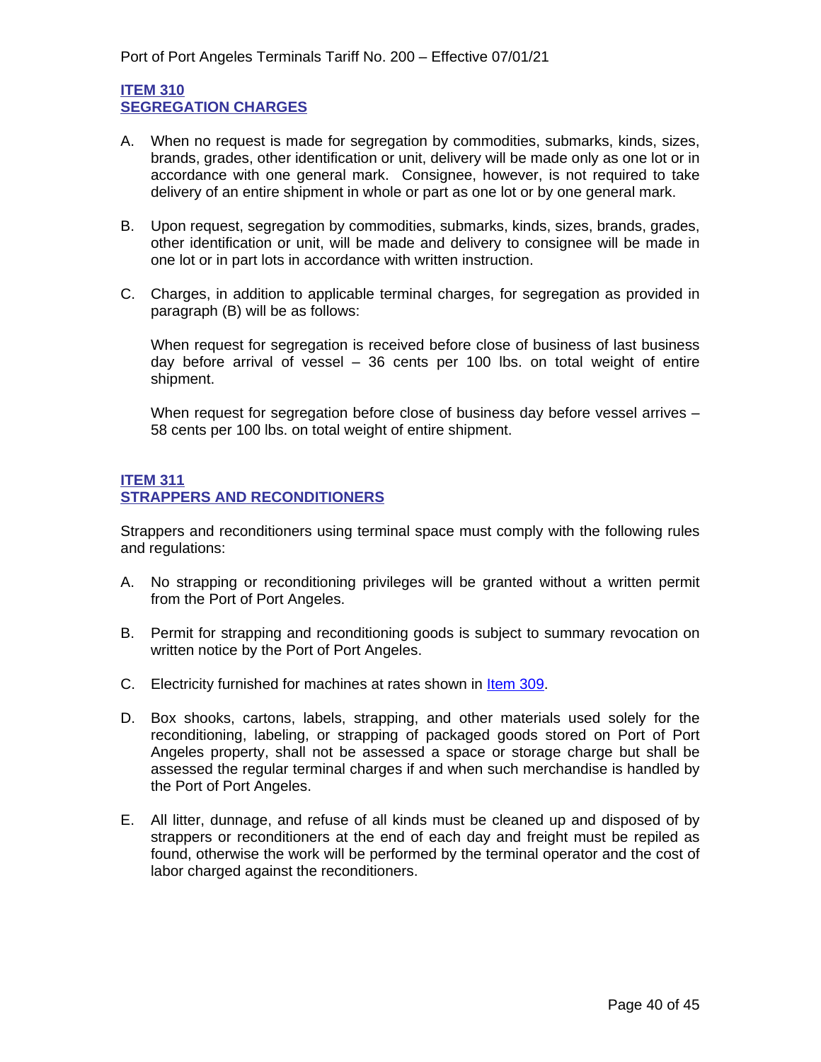## ITEM 310
## SEGREGATION CHARGES

A. When no request is made for segregation by commodities, submarks, kinds, sizes, brands, grades, other identification or unit, delivery will be made only as one lot or in accordance with one general mark. Consignee, however, is not required to take delivery of an entire shipment in whole or part as one lot or by one general mark.

B. Upon request, segregation by commodities, submarks, kinds, sizes, brands, grades, other identification or unit, will be made and delivery to consignee will be made in one lot or in part lots in accordance with written instruction.

C. Charges, in addition to applicable terminal charges, for segregation as provided in paragraph (B) will be as follows:

   When request for segregation is received before close of business of last business day before arrival of vessel – 36 cents per 100 lbs. on total weight of entire shipment.

   When request for segregation before close of business day before vessel arrives – 58 cents per 100 lbs. on total weight of entire shipment.

## ITEM 311
## STRAPPERS AND RECONDITIONERS

Strappers and reconditioners using terminal space must comply with the following rules and regulations:

A. No strapping or reconditioning privileges will be granted without a written permit from the Port of Port Angeles.

B. Permit for strapping and reconditioning goods is subject to summary revocation on written notice by the Port of Port Angeles.

C. Electricity furnished for machines at rates shown in Item 309.

D. Box shooks, cartons, labels, strapping, and other materials used solely for the reconditioning, labeling, or strapping of packaged goods stored on Port of Port Angeles property, shall not be assessed a space or storage charge but shall be assessed the regular terminal charges if and when such merchandise is handled by the Port of Port Angeles.

E. All litter, dunnage, and refuse of all kinds must be cleaned up and disposed of by strappers or reconditioners at the end of each day and freight must be repiled as found, otherwise the work will be performed by the terminal operator and the cost of labor charged against the reconditioners.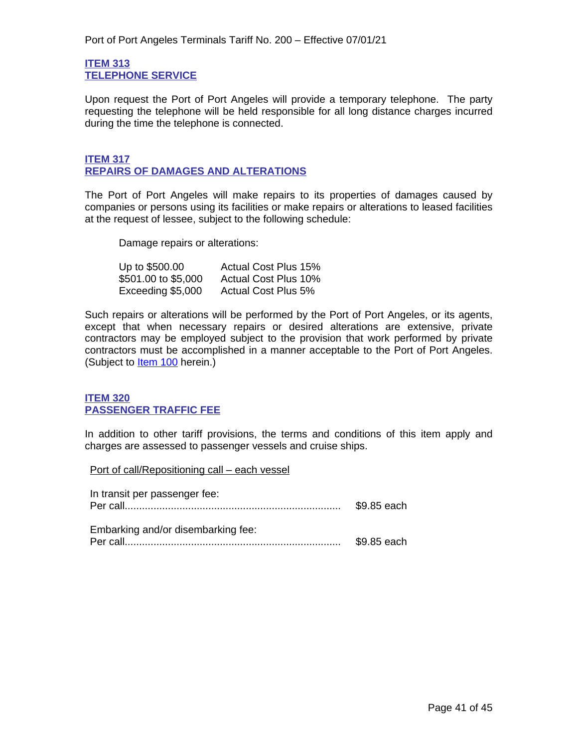## ITEM 313
## TELEPHONE SERVICE

Upon request the Port of Port Angeles will provide a temporary telephone. The party requesting the telephone will be held responsible for all long distance charges incurred during the time the telephone is connected.

## ITEM 317
## REPAIRS OF DAMAGES AND ALTERATIONS

The Port of Port Angeles will make repairs to its properties of damages caused by companies or persons using its facilities or make repairs or alterations to leased facilities at the request of lessee, subject to the following schedule:

Damage repairs or alterations:

| | |
|---|---|
| Up to $500.00 | Actual Cost Plus 15% |
| $501.00 to $5,000 | Actual Cost Plus 10% |
| Exceeding $5,000 | Actual Cost Plus 5% |

Such repairs or alterations will be performed by the Port of Port Angeles, or its agents, except that when necessary repairs or desired alterations are extensive, private contractors may be employed subject to the provision that work performed by private contractors must be accomplished in a manner acceptable to the Port of Port Angeles. (Subject to Item 100 herein.)

## ITEM 320
## PASSENGER TRAFFIC FEE

In addition to other tariff provisions, the terms and conditions of this item apply and charges are assessed to passenger vessels and cruise ships.

Port of call/Repositioning call – each vessel

In transit per passenger fee:
Per call........................................................................... $9.85 each

Embarking and/or disembarking fee:
Per call........................................................................... $9.85 each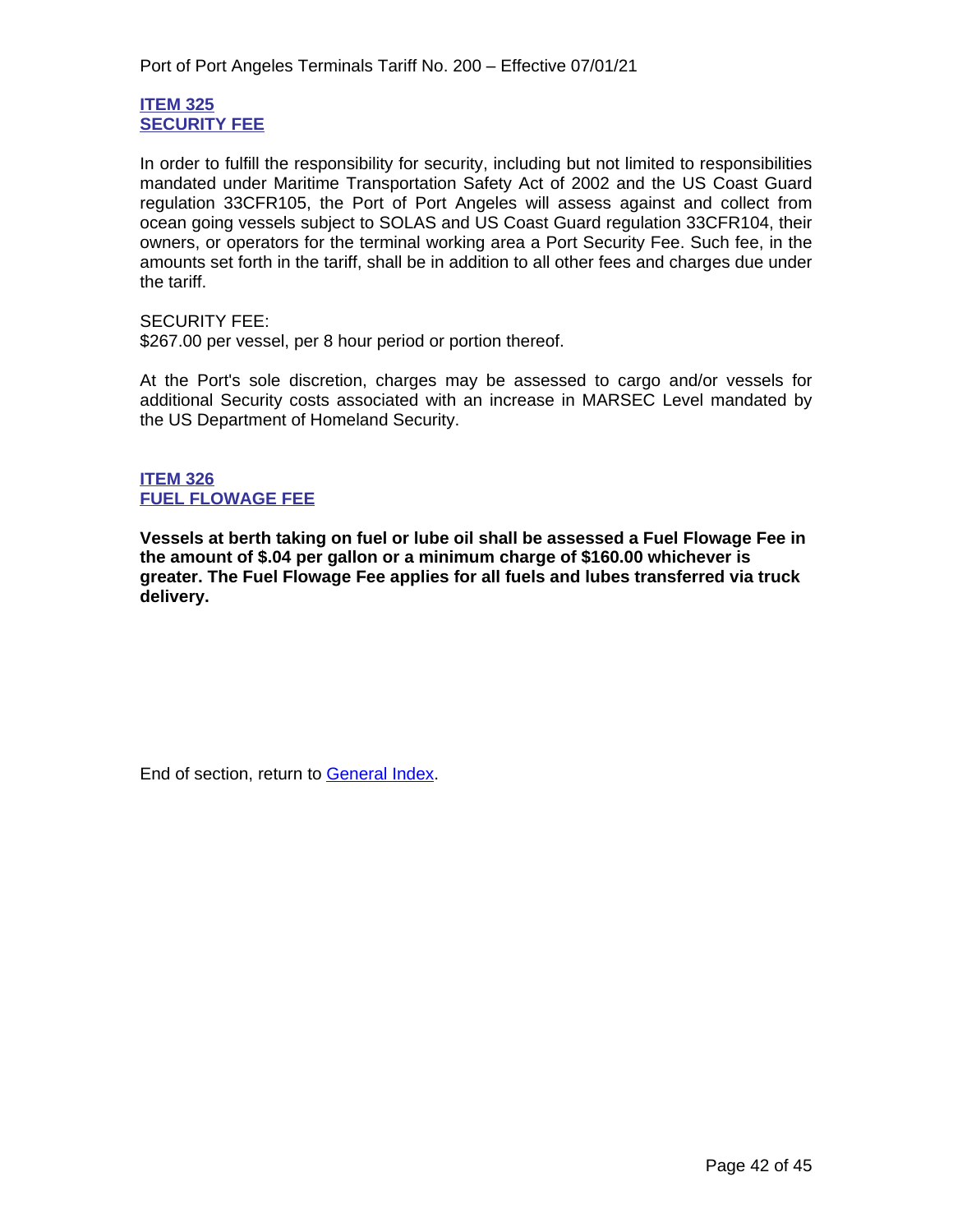## ITEM 325
## SECURITY FEE

In order to fulfill the responsibility for security, including but not limited to responsibilities mandated under Maritime Transportation Safety Act of 2002 and the US Coast Guard regulation 33CFR105, the Port of Port Angeles will assess against and collect from ocean going vessels subject to SOLAS and US Coast Guard regulation 33CFR104, their owners, or operators for the terminal working area a Port Security Fee. Such fee, in the amounts set forth in the tariff, shall be in addition to all other fees and charges due under the tariff.

SECURITY FEE:
$267.00 per vessel, per 8 hour period or portion thereof.

At the Port's sole discretion, charges may be assessed to cargo and/or vessels for additional Security costs associated with an increase in MARSEC Level mandated by the US Department of Homeland Security.

## ITEM 326
## FUEL FLOWAGE FEE

**Vessels at berth taking on fuel or lube oil shall be assessed a Fuel Flowage Fee in the amount of $.04 per gallon or a minimum charge of $160.00 whichever is greater. The Fuel Flowage Fee applies for all fuels and lubes transferred via truck delivery.**

End of section, return to General Index.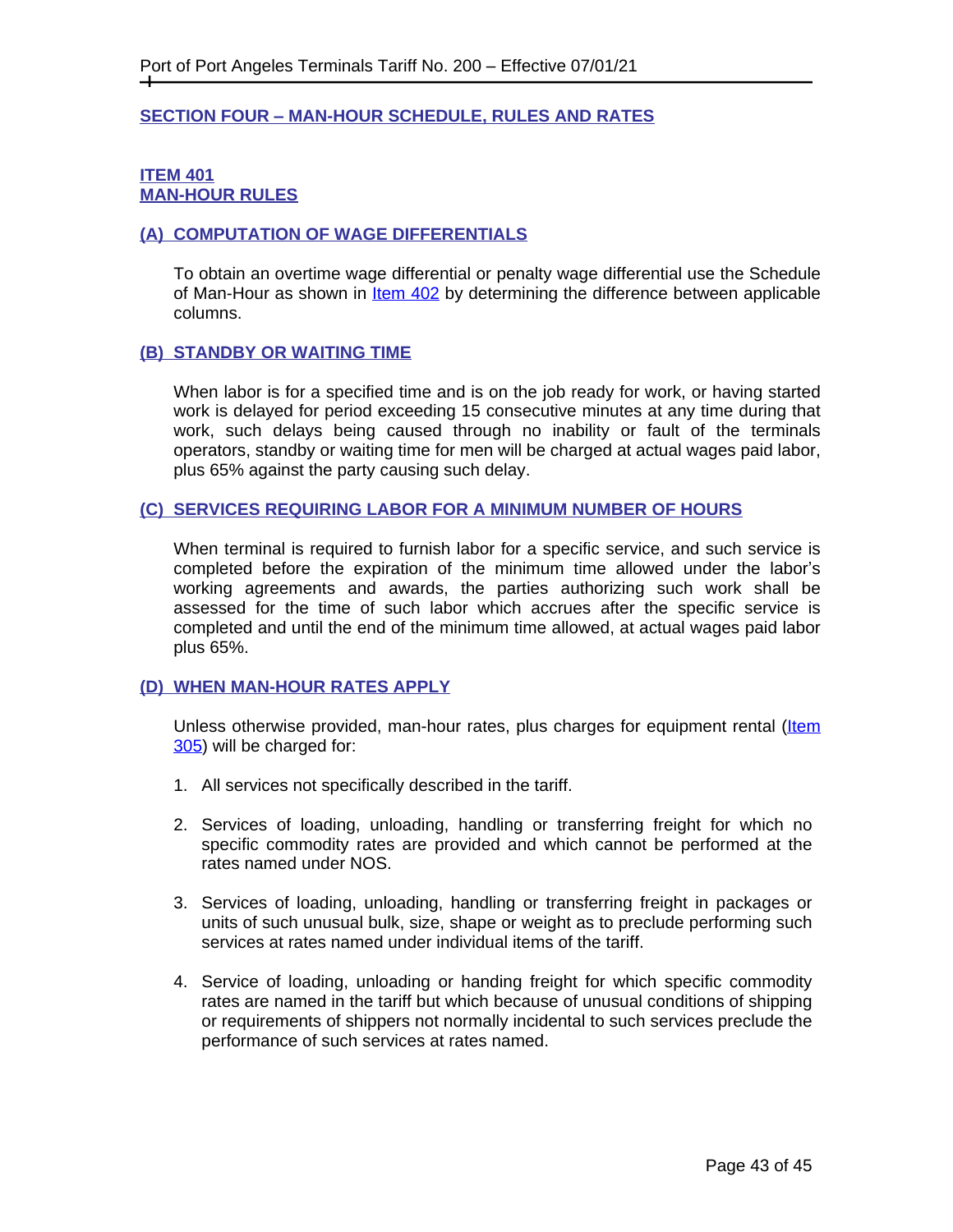## SECTION FOUR – MAN-HOUR SCHEDULE, RULES AND RATES

### ITEM 401
### MAN-HOUR RULES

#### (A) COMPUTATION OF WAGE DIFFERENTIALS

To obtain an overtime wage differential or penalty wage differential use the Schedule of Man-Hour as shown in Item 402 by determining the difference between applicable columns.

#### (B) STANDBY OR WAITING TIME

When labor is for a specified time and is on the job ready for work, or having started work is delayed for period exceeding 15 consecutive minutes at any time during that work, such delays being caused through no inability or fault of the terminals operators, standby or waiting time for men will be charged at actual wages paid labor, plus 65% against the party causing such delay.

#### (C) SERVICES REQUIRING LABOR FOR A MINIMUM NUMBER OF HOURS

When terminal is required to furnish labor for a specific service, and such service is completed before the expiration of the minimum time allowed under the labor's working agreements and awards, the parties authorizing such work shall be assessed for the time of such labor which accrues after the specific service is completed and until the end of the minimum time allowed, at actual wages paid labor plus 65%.

#### (D) WHEN MAN-HOUR RATES APPLY

Unless otherwise provided, man-hour rates, plus charges for equipment rental (Item 305) will be charged for:

1. All services not specifically described in the tariff.
2. Services of loading, unloading, handling or transferring freight for which no specific commodity rates are provided and which cannot be performed at the rates named under NOS.
3. Services of loading, unloading, handling or transferring freight in packages or units of such unusual bulk, size, shape or weight as to preclude performing such services at rates named under individual items of the tariff.
4. Service of loading, unloading or handing freight for which specific commodity rates are named in the tariff but which because of unusual conditions of shipping or requirements of shippers not normally incidental to such services preclude the performance of such services at rates named.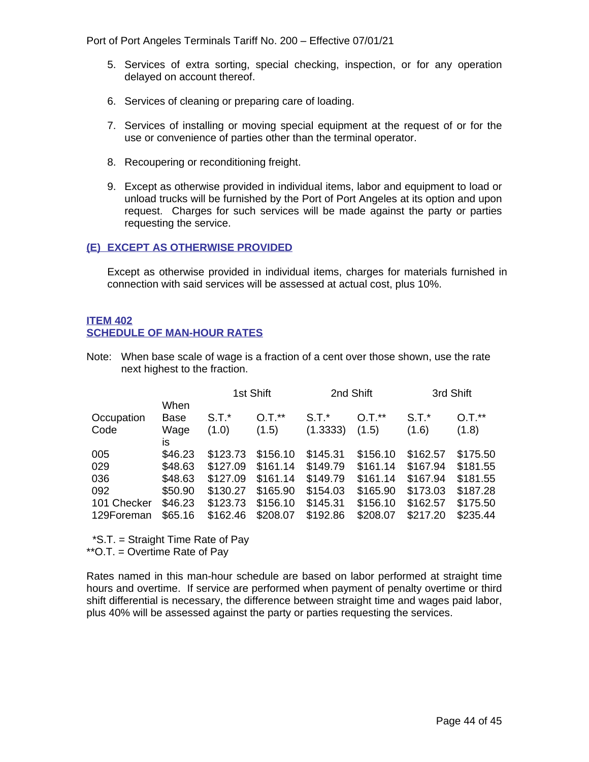5. Services of extra sorting, special checking, inspection, or for any operation delayed on account thereof.

6. Services of cleaning or preparing care of loading.

7. Services of installing or moving special equipment at the request of or for the use or convenience of parties other than the terminal operator.

8. Recoupering or reconditioning freight.

9. Except as otherwise provided in individual items, labor and equipment to load or unload trucks will be furnished by the Port of Port Angeles at its option and upon request. Charges for such services will be made against the party or parties requesting the service.

### (E) EXCEPT AS OTHERWISE PROVIDED

Except as otherwise provided in individual items, charges for materials furnished in connection with said services will be assessed at actual cost, plus 10%.

## ITEM 402
## SCHEDULE OF MAN-HOUR RATES

Note: When base scale of wage is a fraction of a cent over those shown, use the rate next highest to the fraction.

| | | 1st Shift | | 2nd Shift | | 3rd Shift | |
|---|---|---|---|---|---|---|---|
| Occupation Code | When Base Wage is | S.T.* (1.0) | O.T.** (1.5) | S.T.* (1.3333) | O.T.** (1.5) | S.T.* (1.6) | O.T.** (1.8) |
| 005 | $46.23 | $123.73 | $156.10 | $145.31 | $156.10 | $162.57 | $175.50 |
| 029 | $48.63 | $127.09 | $161.14 | $149.79 | $161.14 | $167.94 | $181.55 |
| 036 | $48.63 | $127.09 | $161.14 | $149.79 | $161.14 | $167.94 | $181.55 |
| 092 | $50.90 | $130.27 | $165.90 | $154.03 | $165.90 | $173.03 | $187.28 |
| 101 Checker | $46.23 | $123.73 | $156.10 | $145.31 | $156.10 | $162.57 | $175.50 |
| 129Foreman | $65.16 | $162.46 | $208.07 | $192.86 | $208.07 | $217.20 | $235.44 |

*S.T. = Straight Time Rate of Pay
**O.T. = Overtime Rate of Pay

Rates named in this man-hour schedule are based on labor performed at straight time hours and overtime. If service are performed when payment of penalty overtime or third shift differential is necessary, the difference between straight time and wages paid labor, plus 40% will be assessed against the party or parties requesting the services.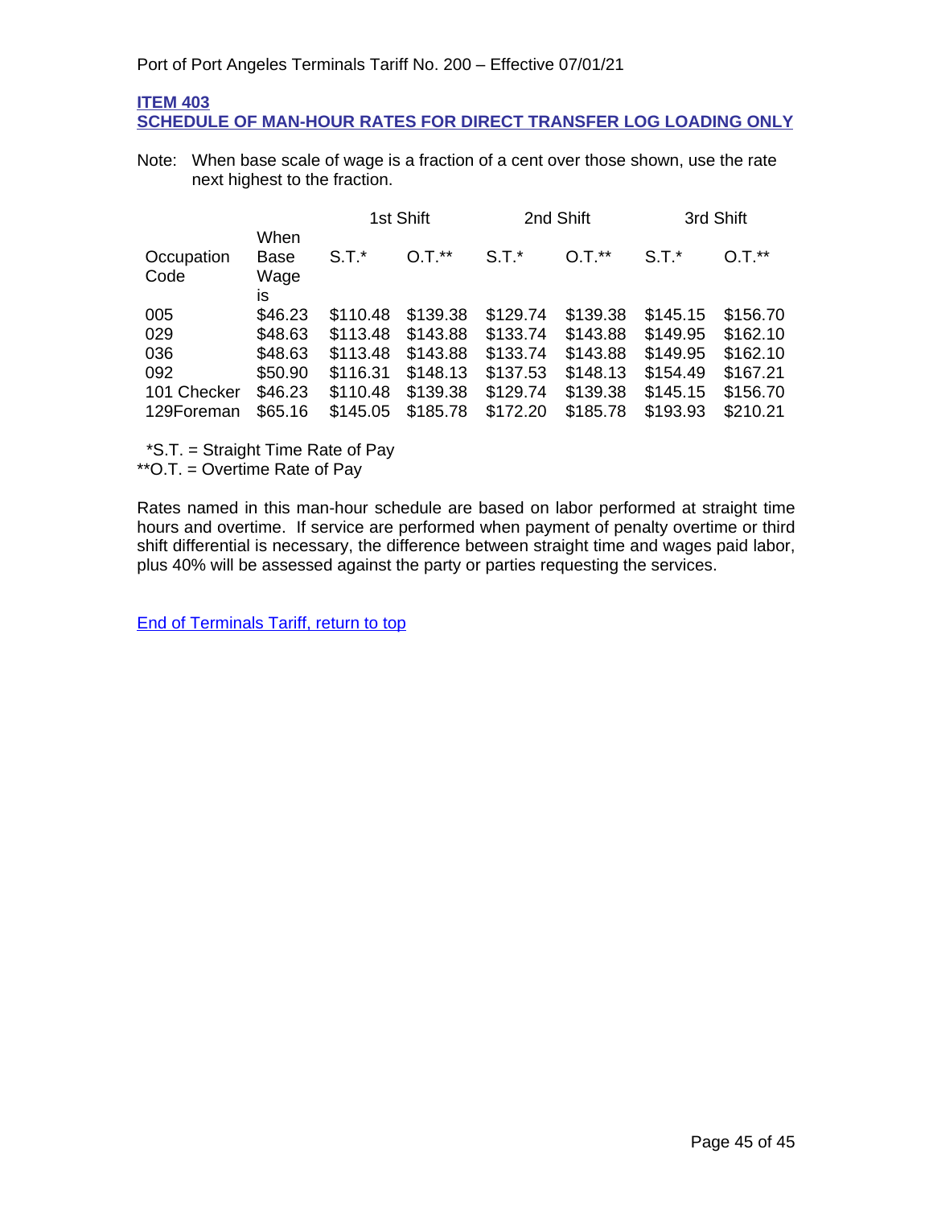## ITEM 403

## SCHEDULE OF MAN-HOUR RATES FOR DIRECT TRANSFER LOG LOADING ONLY

Note: When base scale of wage is a fraction of a cent over those shown, use the rate next highest to the fraction.

| | | 1st Shift | | 2nd Shift | | 3rd Shift | |
|---|---|---|---|---|---|---|---|
| Occupation Code | When Base Wage is | S.T.* | O.T.** | S.T.* | O.T.** | S.T.* | O.T.** |
| 005 | $46.23 | $110.48 | $139.38 | $129.74 | $139.38 | $145.15 | $156.70 |
| 029 | $48.63 | $113.48 | $143.88 | $133.74 | $143.88 | $149.95 | $162.10 |
| 036 | $48.63 | $113.48 | $143.88 | $133.74 | $143.88 | $149.95 | $162.10 |
| 092 | $50.90 | $116.31 | $148.13 | $137.53 | $148.13 | $154.49 | $167.21 |
| 101 Checker | $46.23 | $110.48 | $139.38 | $129.74 | $139.38 | $145.15 | $156.70 |
| 129Foreman | $65.16 | $145.05 | $185.78 | $172.20 | $185.78 | $193.93 | $210.21 |

*S.T. = Straight Time Rate of Pay
**O.T. = Overtime Rate of Pay

Rates named in this man-hour schedule are based on labor performed at straight time hours and overtime. If service are performed when payment of penalty overtime or third shift differential is necessary, the difference between straight time and wages paid labor, plus 40% will be assessed against the party or parties requesting the services.

End of Terminals Tariff, return to top